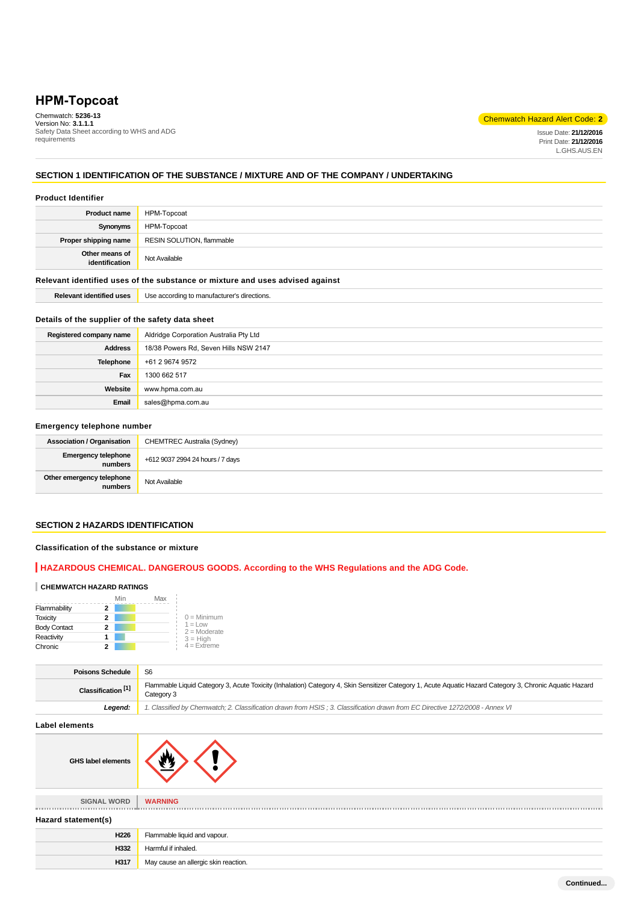# HPM-Topcoat

Chemwatch: **5236-13**
Version No: **3.1.1.1**
Safety Data Sheet according to WHS and ADG requirements

Chemwatch Hazard Alert Code: **2**

Issue Date: **21/12/2016**
Print Date: **21/12/2016**
L.GHS.AUS.EN

## SECTION 1 IDENTIFICATION OF THE SUBSTANCE / MIXTURE AND OF THE COMPANY / UNDERTAKING

### Product Identifier

| | |
|---|---|
| **Product name** | HPM-Topcoat |
| **Synonyms** | HPM-Topcoat |
| **Proper shipping name** | RESIN SOLUTION, flammable |
| **Other means of identification** | Not Available |

### Relevant identified uses of the substance or mixture and uses advised against

| | |
|---|---|
| **Relevant identified uses** | Use according to manufacturer's directions. |

### Details of the supplier of the safety data sheet

| | |
|---|---|
| **Registered company name** | Aldridge Corporation Australia Pty Ltd |
| **Address** | 18/38 Powers Rd, Seven Hills NSW 2147 |
| **Telephone** | +61 2 9674 9572 |
| **Fax** | 1300 662 517 |
| **Website** | www.hpma.com.au |
| **Email** | sales@hpma.com.au |

### Emergency telephone number

| | |
|---|---|
| **Association / Organisation** | CHEMTREC Australia (Sydney) |
| **Emergency telephone numbers** | +612 9037 2994 24 hours / 7 days |
| **Other emergency telephone numbers** | Not Available |

## SECTION 2 HAZARDS IDENTIFICATION

### Classification of the substance or mixture

**HAZARDOUS CHEMICAL. DANGEROUS GOODS. According to the WHS Regulations and the ADG Code.**

**CHEMWATCH HAZARD RATINGS**

| | Rating (Min–Max) |
|---|---|
| Flammability | 2 |
| Toxicity | 2 |
| Body Contact | 2 |
| Reactivity | 1 |
| Chronic | 2 |

0 = Minimum
1 = Low
2 = Moderate
3 = High
4 = Extreme

| | |
|---|---|
| **Poisons Schedule** | S6 |
| **Classification [1]** | Flammable Liquid Category 3, Acute Toxicity (Inhalation) Category 4, Skin Sensitizer Category 1, Acute Aquatic Hazard Category 3, Chronic Aquatic Hazard Category 3 |
| ***Legend:*** | *1. Classified by Chemwatch; 2. Classification drawn from HSIS ; 3. Classification drawn from EC Directive 1272/2008 - Annex VI* |

### Label elements

| | |
|---|---|
| **GHS label elements** | |
| **SIGNAL WORD** | **WARNING** |

### Hazard statement(s)

| | |
|---|---|
| **H226** | Flammable liquid and vapour. |
| **H332** | Harmful if inhaled. |
| **H317** | May cause an allergic skin reaction. |

**Continued...**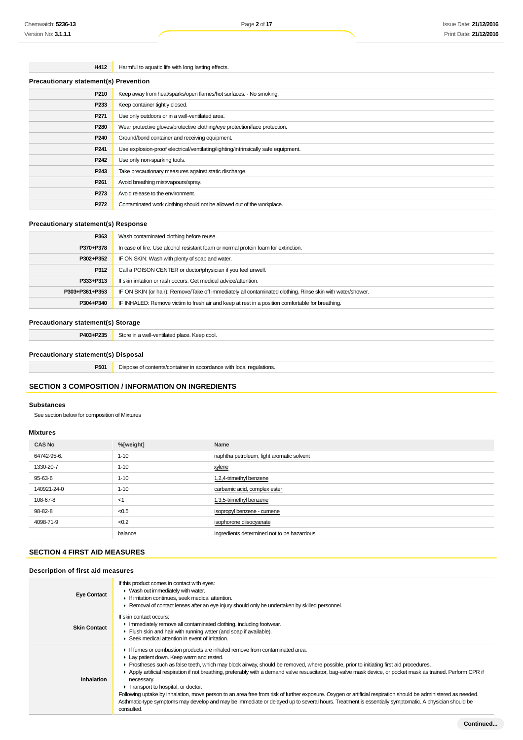| | |
|---|---|
| H412 | Harmful to aquatic life with long lasting effects. |

### Precautionary statement(s) Prevention

| | |
|---|---|
| P210 | Keep away from heat/sparks/open flames/hot surfaces. - No smoking. |
| P233 | Keep container tightly closed. |
| P271 | Use only outdoors or in a well-ventilated area. |
| P280 | Wear protective gloves/protective clothing/eye protection/face protection. |
| P240 | Ground/bond container and receiving equipment. |
| P241 | Use explosion-proof electrical/ventilating/lighting/intrinsically safe equipment. |
| P242 | Use only non-sparking tools. |
| P243 | Take precautionary measures against static discharge. |
| P261 | Avoid breathing mist/vapours/spray. |
| P273 | Avoid release to the environment. |
| P272 | Contaminated work clothing should not be allowed out of the workplace. |

### Precautionary statement(s) Response

| | |
|---|---|
| P363 | Wash contaminated clothing before reuse. |
| P370+P378 | In case of fire: Use alcohol resistant foam or normal protein foam for extinction. |
| P302+P352 | IF ON SKIN: Wash with plenty of soap and water. |
| P312 | Call a POISON CENTER or doctor/physician if you feel unwell. |
| P333+P313 | If skin irritation or rash occurs: Get medical advice/attention. |
| P303+P361+P353 | IF ON SKIN (or hair): Remove/Take off immediately all contaminated clothing. Rinse skin with water/shower. |
| P304+P340 | IF INHALED: Remove victim to fresh air and keep at rest in a position comfortable for breathing. |

### Precautionary statement(s) Storage

| | |
|---|---|
| P403+P235 | Store in a well-ventilated place. Keep cool. |

### Precautionary statement(s) Disposal

| | |
|---|---|
| P501 | Dispose of contents/container in accordance with local regulations. |

## SECTION 3 COMPOSITION / INFORMATION ON INGREDIENTS

### Substances

See section below for composition of Mixtures

### Mixtures

| CAS No | %[weight] | Name |
|---|---|---|
| 64742-95-6. | 1-10 | naphtha petroleum, light aromatic solvent |
| 1330-20-7 | 1-10 | xylene |
| 95-63-6 | 1-10 | 1,2,4-trimethyl benzene |
| 140921-24-0 | 1-10 | carbamic acid, complex ester |
| 108-67-8 | <1 | 1,3,5-trimethyl benzene |
| 98-82-8 | <0.5 | isopropyl benzene - cumene |
| 4098-71-9 | <0.2 | isophorone diisocyanate |
| | balance | Ingredients determined not to be hazardous |

## SECTION 4 FIRST AID MEASURES

### Description of first aid measures

| | |
|---|---|
| Eye Contact | If this product comes in contact with eyes:<br>▸ Wash out immediately with water.<br>▸ If irritation continues, seek medical attention.<br>▸ Removal of contact lenses after an eye injury should only be undertaken by skilled personnel. |
| Skin Contact | If skin contact occurs:<br>▸ Immediately remove all contaminated clothing, including footwear.<br>▸ Flush skin and hair with running water (and soap if available).<br>▸ Seek medical attention in event of irritation. |
| Inhalation | ▸ If fumes or combustion products are inhaled remove from contaminated area.<br>▸ Lay patient down. Keep warm and rested.<br>▸ Prostheses such as false teeth, which may block airway, should be removed, where possible, prior to initiating first aid procedures.<br>▸ Apply artificial respiration if not breathing, preferably with a demand valve resuscitator, bag-valve mask device, or pocket mask as trained. Perform CPR if necessary.<br>▸ Transport to hospital, or doctor.<br>Following uptake by inhalation, move person to an area free from risk of further exposure. Oxygen or artificial respiration should be administered as needed. Asthmatic-type symptoms may develop and may be immediate or delayed up to several hours. Treatment is essentially symptomatic. A physician should be consulted. |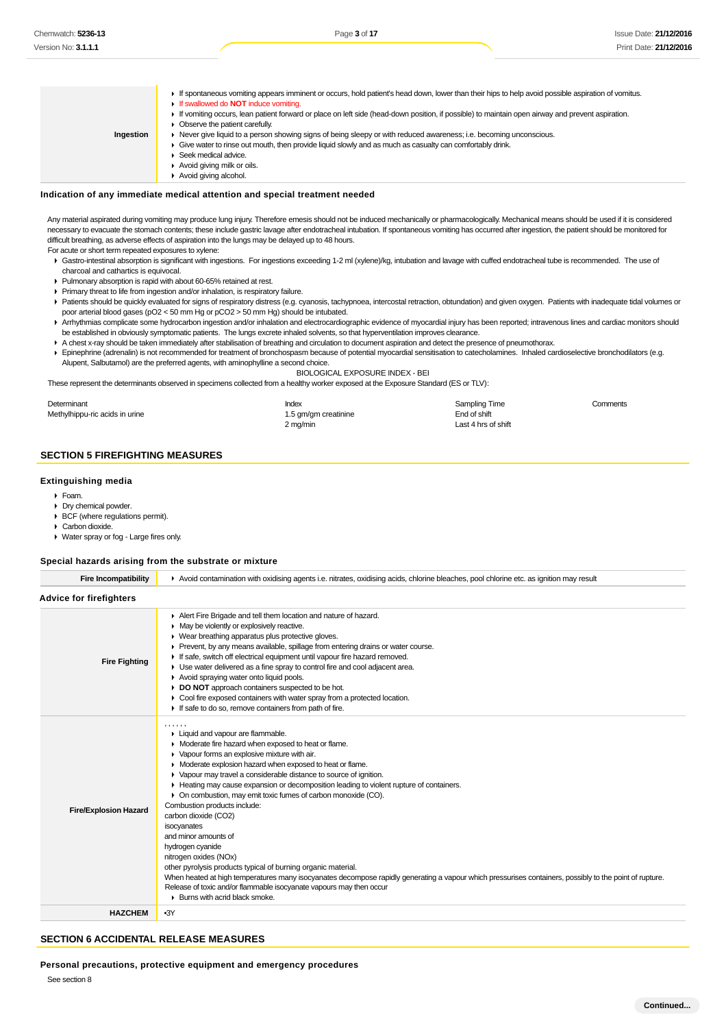| | |
|---|---|
| **Ingestion** | ▸ If spontaneous vomiting appears imminent or occurs, hold patient's head down, lower than their hips to help avoid possible aspiration of vomitus.<br>▸ If swallowed do **NOT** induce vomiting.<br>▸ If vomiting occurs, lean patient forward or place on left side (head-down position, if possible) to maintain open airway and prevent aspiration.<br>▸ Observe the patient carefully.<br>▸ Never give liquid to a person showing signs of being sleepy or with reduced awareness; i.e. becoming unconscious.<br>▸ Give water to rinse out mouth, then provide liquid slowly and as much as casualty can comfortably drink.<br>▸ Seek medical advice.<br>▸ Avoid giving milk or oils.<br>▸ Avoid giving alcohol. |

### Indication of any immediate medical attention and special treatment needed

Any material aspirated during vomiting may produce lung injury. Therefore emesis should not be induced mechanically or pharmacologically. Mechanical means should be used if it is considered necessary to evacuate the stomach contents; these include gastric lavage after endotracheal intubation. If spontaneous vomiting has occurred after ingestion, the patient should be monitored for difficult breathing, as adverse effects of aspiration into the lungs may be delayed up to 48 hours.

For acute or short term repeated exposures to xylene:

- Gastro-intestinal absorption is significant with ingestions. For ingestions exceeding 1-2 ml (xylene)/kg, intubation and lavage with cuffed endotracheal tube is recommended. The use of charcoal and cathartics is equivocal.
- Pulmonary absorption is rapid with about 60-65% retained at rest.
- Primary threat to life from ingestion and/or inhalation, is respiratory failure.
- Patients should be quickly evaluated for signs of respiratory distress (e.g. cyanosis, tachypnoea, intercostal retraction, obtundation) and given oxygen. Patients with inadequate tidal volumes or poor arterial blood gases (pO2 < 50 mm Hg or pCO2 > 50 mm Hg) should be intubated.
- Arrhythmias complicate some hydrocarbon ingestion and/or inhalation and electrocardiographic evidence of myocardial injury has been reported; intravenous lines and cardiac monitors should be established in obviously symptomatic patients. The lungs excrete inhaled solvents, so that hyperventilation improves clearance.
- A chest x-ray should be taken immediately after stabilisation of breathing and circulation to document aspiration and detect the presence of pneumothorax.
- Epinephrine (adrenalin) is not recommended for treatment of bronchospasm because of potential myocardial sensitisation to catecholamines. Inhaled cardioselective bronchodilators (e.g. Alupent, Salbutamol) are the preferred agents, with aminophylline a second choice.

BIOLOGICAL EXPOSURE INDEX - BEI

These represent the determinants observed in specimens collected from a healthy worker exposed at the Exposure Standard (ES or TLV):

| Determinant | Index | Sampling Time | Comments |
|---|---|---|---|
| Methylhippu-ric acids in urine | 1.5 gm/gm creatinine | End of shift | |
| | 2 mg/min | Last 4 hrs of shift | |

## SECTION 5 FIREFIGHTING MEASURES

### Extinguishing media

- Foam.
- Dry chemical powder.
- BCF (where regulations permit).
- Carbon dioxide.
- Water spray or fog - Large fires only.

### Special hazards arising from the substrate or mixture

| | |
|---|---|
| **Fire Incompatibility** | ▸ Avoid contamination with oxidising agents i.e. nitrates, oxidising acids, chlorine bleaches, pool chlorine etc. as ignition may result |

### Advice for firefighters

| | |
|---|---|
| **Fire Fighting** | ▸ Alert Fire Brigade and tell them location and nature of hazard.<br>▸ May be violently or explosively reactive.<br>▸ Wear breathing apparatus plus protective gloves.<br>▸ Prevent, by any means available, spillage from entering drains or water course.<br>▸ If safe, switch off electrical equipment until vapour fire hazard removed.<br>▸ Use water delivered as a fine spray to control fire and cool adjacent area.<br>▸ Avoid spraying water onto liquid pools.<br>▸ **DO NOT** approach containers suspected to be hot.<br>▸ Cool fire exposed containers with water spray from a protected location.<br>▸ If safe to do so, remove containers from path of fire. |
| **Fire/Explosion Hazard** | , , , , , ,<br>▸ Liquid and vapour are flammable.<br>▸ Moderate fire hazard when exposed to heat or flame.<br>▸ Vapour forms an explosive mixture with air.<br>▸ Moderate explosion hazard when exposed to heat or flame.<br>▸ Vapour may travel a considerable distance to source of ignition.<br>▸ Heating may cause expansion or decomposition leading to violent rupture of containers.<br>▸ On combustion, may emit toxic fumes of carbon monoxide (CO).<br>Combustion products include:<br>carbon dioxide (CO2)<br>isocyanates<br>and minor amounts of<br>hydrogen cyanide<br>nitrogen oxides (NOx)<br>other pyrolysis products typical of burning organic material.<br>When heated at high temperatures many isocyanates decompose rapidly generating a vapour which pressurises containers, possibly to the point of rupture.<br>Release of toxic and/or flammable isocyanate vapours may then occur<br>▸ Burns with acrid black smoke. |
| **HAZCHEM** | •3Y |

## SECTION 6 ACCIDENTAL RELEASE MEASURES

### Personal precautions, protective equipment and emergency procedures

See section 8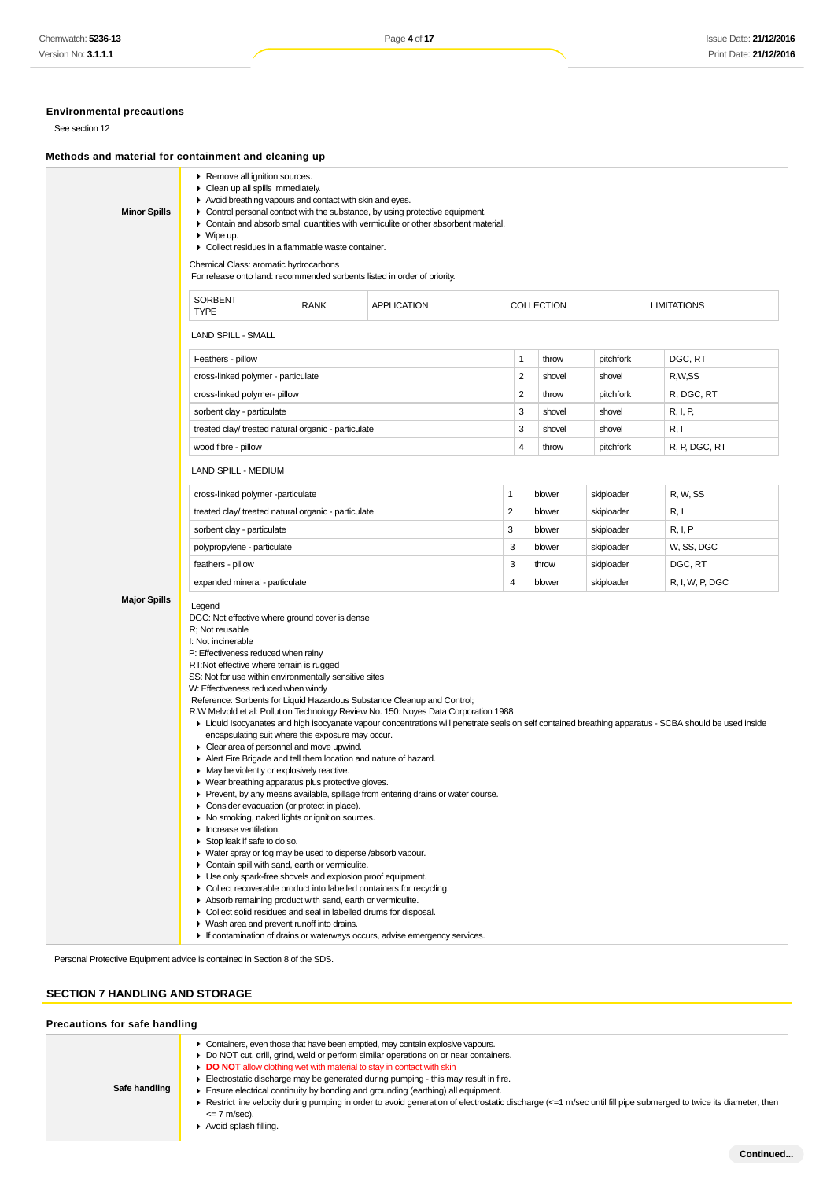### Environmental precautions

See section 12

### Methods and material for containment and cleaning up

**Minor Spills**

- Remove all ignition sources.
- Clean up all spills immediately.
- Avoid breathing vapours and contact with skin and eyes.
- Control personal contact with the substance, by using protective equipment.
- Contain and absorb small quantities with vermiculite or other absorbent material.
- Wipe up.
- Collect residues in a flammable waste container.

**Major Spills**

Chemical Class: aromatic hydrocarbons
For release onto land: recommended sorbents listed in order of priority.

| SORBENT TYPE | RANK | APPLICATION | COLLECTION | LIMITATIONS |
|---|---|---|---|---|
| **LAND SPILL - SMALL** | | | | |
| Feathers - pillow | 1 | throw | pitchfork | DGC, RT |
| cross-linked polymer - particulate | 2 | shovel | shovel | R,W,SS |
| cross-linked polymer- pillow | 2 | throw | pitchfork | R, DGC, RT |
| sorbent clay - particulate | 3 | shovel | shovel | R, I, P, |
| treated clay/ treated natural organic - particulate | 3 | shovel | shovel | R, I |
| wood fibre - pillow | 4 | throw | pitchfork | R, P, DGC, RT |
| **LAND SPILL - MEDIUM** | | | | |
| cross-linked polymer -particulate | 1 | blower | skiploader | R, W, SS |
| treated clay/ treated natural organic - particulate | 2 | blower | skiploader | R, I |
| sorbent clay - particulate | 3 | blower | skiploader | R, I, P |
| polypropylene - particulate | 3 | blower | skiploader | W, SS, DGC |
| feathers - pillow | 3 | throw | skiploader | DGC, RT |
| expanded mineral - particulate | 4 | blower | skiploader | R, I, W, P, DGC |

Legend
DGC: Not effective where ground cover is dense
R; Not reusable
I: Not incinerable
P: Effectiveness reduced when rainy
RT:Not effective where terrain is rugged
SS: Not for use within environmentally sensitive sites
W: Effectiveness reduced when windy
Reference: Sorbents for Liquid Hazardous Substance Cleanup and Control;
R.W Melvold et al: Pollution Technology Review No. 150: Noyes Data Corporation 1988

- Liquid Isocyanates and high isocyanate vapour concentrations will penetrate seals on self contained breathing apparatus - SCBA should be used inside encapsulating suit where this exposure may occur.
- Clear area of personnel and move upwind.
- Alert Fire Brigade and tell them location and nature of hazard.
- May be violently or explosively reactive.
- Wear breathing apparatus plus protective gloves.
- Prevent, by any means available, spillage from entering drains or water course.
- Consider evacuation (or protect in place).
- No smoking, naked lights or ignition sources.
- Increase ventilation.
- Stop leak if safe to do so.
- Water spray or fog may be used to disperse /absorb vapour.
- Contain spill with sand, earth or vermiculite.
- Use only spark-free shovels and explosion proof equipment.
- Collect recoverable product into labelled containers for recycling.
- Absorb remaining product with sand, earth or vermiculite.
- Collect solid residues and seal in labelled drums for disposal.
- Wash area and prevent runoff into drains.
- If contamination of drains or waterways occurs, advise emergency services.

Personal Protective Equipment advice is contained in Section 8 of the SDS.

## SECTION 7 HANDLING AND STORAGE

### Precautions for safe handling

**Safe handling**

- Containers, even those that have been emptied, may contain explosive vapours.
- Do NOT cut, drill, grind, weld or perform similar operations on or near containers.
- **DO NOT** allow clothing wet with material to stay in contact with skin
- Electrostatic discharge may be generated during pumping - this may result in fire.
- Ensure electrical continuity by bonding and grounding (earthing) all equipment.
- Restrict line velocity during pumping in order to avoid generation of electrostatic discharge (<=1 m/sec until fill pipe submerged to twice its diameter, then <= 7 m/sec).
- Avoid splash filling.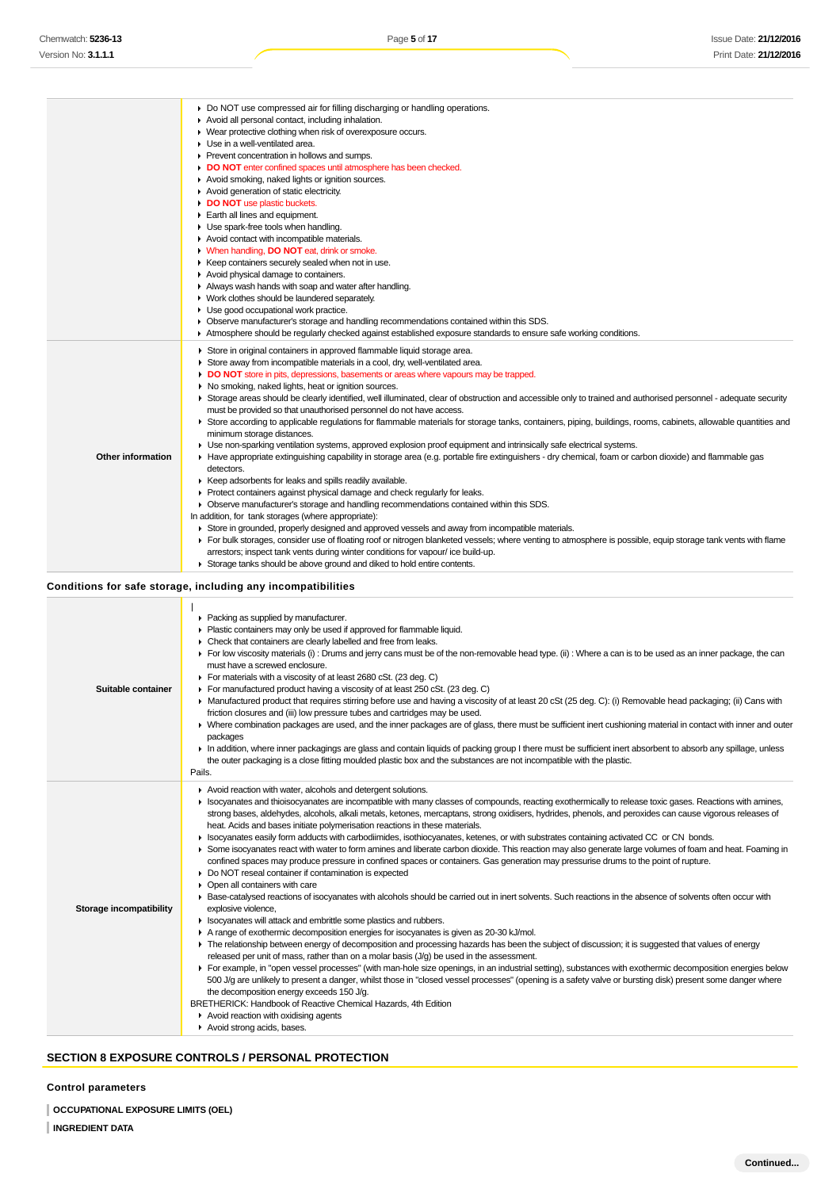| | |
|---|---|
| | - Do NOT use compressed air for filling discharging or handling operations.<br>- Avoid all personal contact, including inhalation.<br>- Wear protective clothing when risk of overexposure occurs.<br>- Use in a well-ventilated area.<br>- Prevent concentration in hollows and sumps.<br>- **DO NOT** enter confined spaces until atmosphere has been checked.<br>- Avoid smoking, naked lights or ignition sources.<br>- Avoid generation of static electricity.<br>- **DO NOT** use plastic buckets.<br>- Earth all lines and equipment.<br>- Use spark-free tools when handling.<br>- Avoid contact with incompatible materials.<br>- When handling, **DO NOT** eat, drink or smoke.<br>- Keep containers securely sealed when not in use.<br>- Avoid physical damage to containers.<br>- Always wash hands with soap and water after handling.<br>- Work clothes should be laundered separately.<br>- Use good occupational work practice.<br>- Observe manufacturer's storage and handling recommendations contained within this SDS.<br>- Atmosphere should be regularly checked against established exposure standards to ensure safe working conditions. |
| **Other information** | - Store in original containers in approved flammable liquid storage area.<br>- Store away from incompatible materials in a cool, dry, well-ventilated area.<br>- **DO NOT** store in pits, depressions, basements or areas where vapours may be trapped.<br>- No smoking, naked lights, heat or ignition sources.<br>- Storage areas should be clearly identified, well illuminated, clear of obstruction and accessible only to trained and authorised personnel - adequate security must be provided so that unauthorised personnel do not have access.<br>- Store according to applicable regulations for flammable materials for storage tanks, containers, piping, buildings, rooms, cabinets, allowable quantities and minimum storage distances.<br>- Use non-sparking ventilation systems, approved explosion proof equipment and intrinsically safe electrical systems.<br>- Have appropriate extinguishing capability in storage area (e.g. portable fire extinguishers - dry chemical, foam or carbon dioxide) and flammable gas detectors.<br>- Keep adsorbents for leaks and spills readily available.<br>- Protect containers against physical damage and check regularly for leaks.<br>- Observe manufacturer's storage and handling recommendations contained within this SDS.<br>In addition, for tank storages (where appropriate):<br>- Store in grounded, properly designed and approved vessels and away from incompatible materials.<br>- For bulk storages, consider use of floating roof or nitrogen blanketed vessels; where venting to atmosphere is possible, equip storage tank vents with flame arrestors; inspect tank vents during winter conditions for vapour/ ice build-up.<br>- Storage tanks should be above ground and diked to hold entire contents. |

### Conditions for safe storage, including any incompatibilities

| | |
|---|---|
| **Suitable container** | - Packing as supplied by manufacturer.<br>- Plastic containers may only be used if approved for flammable liquid.<br>- Check that containers are clearly labelled and free from leaks.<br>- For low viscosity materials (i) : Drums and jerry cans must be of the non-removable head type. (ii) : Where a can is to be used as an inner package, the can must have a screwed enclosure.<br>- For materials with a viscosity of at least 2680 cSt. (23 deg. C)<br>- For manufactured product having a viscosity of at least 250 cSt. (23 deg. C)<br>- Manufactured product that requires stirring before use and having a viscosity of at least 20 cSt (25 deg. C): (i) Removable head packaging; (ii) Cans with friction closures and (iii) low pressure tubes and cartridges may be used.<br>- Where combination packages are used, and the inner packages are of glass, there must be sufficient inert cushioning material in contact with inner and outer packages<br>- In addition, where inner packagings are glass and contain liquids of packing group I there must be sufficient inert absorbent to absorb any spillage, unless the outer packaging is a close fitting moulded plastic box and the substances are not incompatible with the plastic.<br>Pails. |
| **Storage incompatibility** | - Avoid reaction with water, alcohols and detergent solutions.<br>- Isocyanates and thioisocyanates are incompatible with many classes of compounds, reacting exothermically to release toxic gases. Reactions with amines, strong bases, aldehydes, alcohols, alkali metals, ketones, mercaptans, strong oxidisers, hydrides, phenols, and peroxides can cause vigorous releases of heat. Acids and bases initiate polymerisation reactions in these materials.<br>- Isocyanates easily form adducts with carbodiimides, isothiocyanates, ketenes, or with substrates containing activated CC or CN bonds.<br>- Some isocyanates react with water to form amines and liberate carbon dioxide. This reaction may also generate large volumes of foam and heat. Foaming in confined spaces may produce pressure in confined spaces or containers. Gas generation may pressurise drums to the point of rupture.<br>- Do NOT reseal container if contamination is expected<br>- Open all containers with care<br>- Base-catalysed reactions of isocyanates with alcohols should be carried out in inert solvents. Such reactions in the absence of solvents often occur with explosive violence,<br>- Isocyanates will attack and embrittle some plastics and rubbers.<br>- A range of exothermic decomposition energies for isocyanates is given as 20-30 kJ/mol.<br>- The relationship between energy of decomposition and processing hazards has been the subject of discussion; it is suggested that values of energy released per unit of mass, rather than on a molar basis (J/g) be used in the assessment.<br>- For example, in "open vessel processes" (with man-hole size openings, in an industrial setting), substances with exothermic decomposition energies below 500 J/g are unlikely to present a danger, whilst those in "closed vessel processes" (opening is a safety valve or bursting disk) present some danger where the decomposition energy exceeds 150 J/g.<br>BRETHERICK: Handbook of Reactive Chemical Hazards, 4th Edition<br>- Avoid reaction with oxidising agents<br>- Avoid strong acids, bases. |

## SECTION 8 EXPOSURE CONTROLS / PERSONAL PROTECTION

### Control parameters

**OCCUPATIONAL EXPOSURE LIMITS (OEL)**

**INGREDIENT DATA**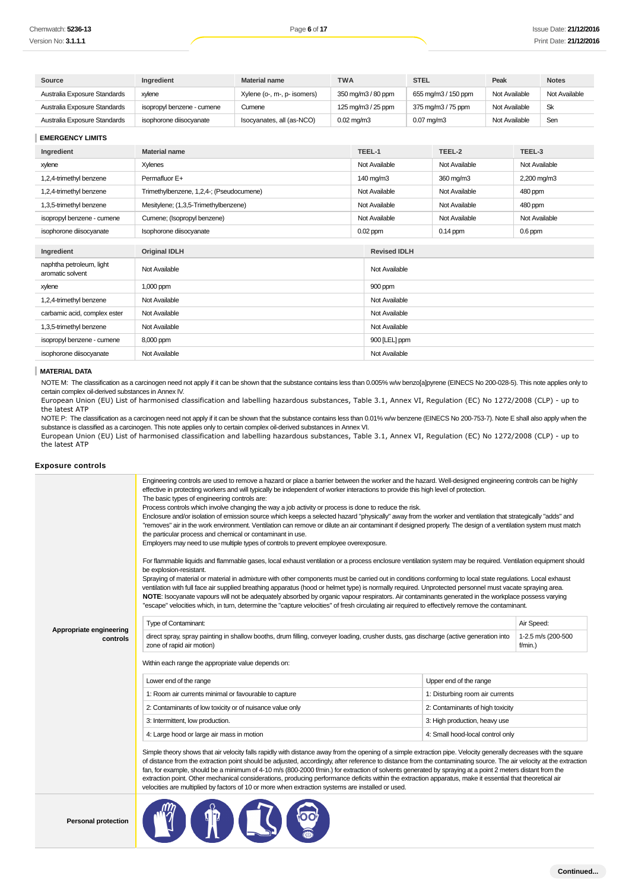| Source | Ingredient | Material name | TWA | STEL | Peak | Notes |
|---|---|---|---|---|---|---|
| Australia Exposure Standards | xylene | Xylene (o-, m-, p- isomers) | 350 mg/m3 / 80 ppm | 655 mg/m3 / 150 ppm | Not Available | Not Available |
| Australia Exposure Standards | isopropyl benzene - cumene | Cumene | 125 mg/m3 / 25 ppm | 375 mg/m3 / 75 ppm | Not Available | Sk |
| Australia Exposure Standards | isophorone diisocyanate | Isocyanates, all (as-NCO) | 0.02 mg/m3 | 0.07 mg/m3 | Not Available | Sen |

### EMERGENCY LIMITS

| Ingredient | Material name | TEEL-1 | TEEL-2 | TEEL-3 |
|---|---|---|---|---|
| xylene | Xylenes | Not Available | Not Available | Not Available |
| 1,2,4-trimethyl benzene | Permafluor E+ | 140 mg/m3 | 360 mg/m3 | 2,200 mg/m3 |
| 1,2,4-trimethyl benzene | Trimethylbenzene, 1,2,4-; (Pseudocumene) | Not Available | Not Available | 480 ppm |
| 1,3,5-trimethyl benzene | Mesitylene; (1,3,5-Trimethylbenzene) | Not Available | Not Available | 480 ppm |
| isopropyl benzene - cumene | Cumene; (Isopropyl benzene) | Not Available | Not Available | Not Available |
| isophorone diisocyanate | Isophorone diisocyanate | 0.02 ppm | 0.14 ppm | 0.6 ppm |

| Ingredient | Original IDLH | Revised IDLH |
|---|---|---|
| naphtha petroleum, light aromatic solvent | Not Available | Not Available |
| xylene | 1,000 ppm | 900 ppm |
| 1,2,4-trimethyl benzene | Not Available | Not Available |
| carbamic acid, complex ester | Not Available | Not Available |
| 1,3,5-trimethyl benzene | Not Available | Not Available |
| isopropyl benzene - cumene | 8,000 ppm | 900 [LEL] ppm |
| isophorone diisocyanate | Not Available | Not Available |

### MATERIAL DATA

NOTE M: The classification as a carcinogen need not apply if it can be shown that the substance contains less than 0.005% w/w benzo[a]pyrene (EINECS No 200-028-5). This note applies only to certain complex oil-derived substances in Annex IV.
European Union (EU) List of harmonised classification and labelling hazardous substances, Table 3.1, Annex VI, Regulation (EC) No 1272/2008 (CLP) - up to the latest ATP
NOTE P: The classification as a carcinogen need not apply if it can be shown that the substance contains less than 0.01% w/w benzene (EINECS No 200-753-7). Note E shall also apply when the substance is classified as a carcinogen. This note applies only to certain complex oil-derived substances in Annex VI.
European Union (EU) List of harmonised classification and labelling hazardous substances, Table 3.1, Annex VI, Regulation (EC) No 1272/2008 (CLP) - up to the latest ATP

## Exposure controls

**Appropriate engineering controls**

Engineering controls are used to remove a hazard or place a barrier between the worker and the hazard. Well-designed engineering controls can be highly effective in protecting workers and will typically be independent of worker interactions to provide this high level of protection.
The basic types of engineering controls are:
Process controls which involve changing the way a job activity or process is done to reduce the risk.
Enclosure and/or isolation of emission source which keeps a selected hazard "physically" away from the worker and ventilation that strategically "adds" and "removes" air in the work environment. Ventilation can remove or dilute an air contaminant if designed properly. The design of a ventilation system must match the particular process and chemical or contaminant in use.
Employers may need to use multiple types of controls to prevent employee overexposure.

For flammable liquids and flammable gases, local exhaust ventilation or a process enclosure ventilation system may be required. Ventilation equipment should be explosion-resistant.
Spraying of material or material in admixture with other components must be carried out in conditions conforming to local state regulations. Local exhaust ventilation with full face air supplied breathing apparatus (hood or helmet type) is normally required. Unprotected personnel must vacate spraying area.
**NOTE**: Isocyanate vapours will not be adequately absorbed by organic vapour respirators. Air contaminants generated in the workplace possess varying "escape" velocities which, in turn, determine the "capture velocities" of fresh circulating air required to effectively remove the contaminant.

| Type of Contaminant: | Air Speed: |
|---|---|
| direct spray, spray painting in shallow booths, drum filling, conveyer loading, crusher dusts, gas discharge (active generation into zone of rapid air motion) | 1-2.5 m/s (200-500 f/min.) |

Within each range the appropriate value depends on:

| Lower end of the range | Upper end of the range |
|---|---|
| 1: Room air currents minimal or favourable to capture | 1: Disturbing room air currents |
| 2: Contaminants of low toxicity or of nuisance value only | 2: Contaminants of high toxicity |
| 3: Intermittent, low production. | 3: High production, heavy use |
| 4: Large hood or large air mass in motion | 4: Small hood-local control only |

Simple theory shows that air velocity falls rapidly with distance away from the opening of a simple extraction pipe. Velocity generally decreases with the square of distance from the extraction point should be adjusted, accordingly, after reference to distance from the contaminating source. The air velocity at the extraction fan, for example, should be a minimum of 4-10 m/s (800-2000 f/min.) for extraction of solvents generated by spraying at a point 2 meters distant from the extraction point. Other mechanical considerations, producing performance deficits within the extraction apparatus, make it essential that theoretical air velocities are multiplied by factors of 10 or more when extraction systems are installed or used.

**Personal protection**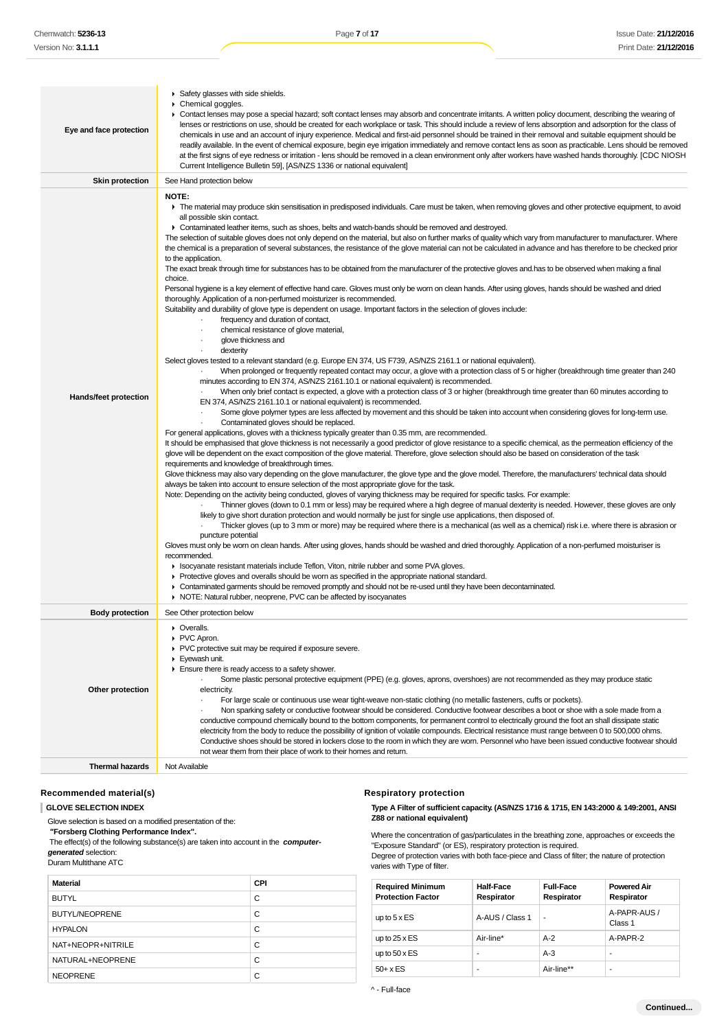| | |
|---|---|
| **Eye and face protection** | ▸ Safety glasses with side shields.<br>▸ Chemical goggles.<br>▸ Contact lenses may pose a special hazard; soft contact lenses may absorb and concentrate irritants. A written policy document, describing the wearing of lenses or restrictions on use, should be created for each workplace or task. This should include a review of lens absorption and adsorption for the class of chemicals in use and an account of injury experience. Medical and first-aid personnel should be trained in their removal and suitable equipment should be readily available. In the event of chemical exposure, begin eye irrigation immediately and remove contact lens as soon as practicable. Lens should be removed at the first signs of eye redness or irritation - lens should be removed in a clean environment only after workers have washed hands thoroughly. [CDC NIOSH Current Intelligence Bulletin 59], [AS/NZS 1336 or national equivalent] |
| **Skin protection** | See Hand protection below |
| **Hands/feet protection** | **NOTE:**<br>▸ The material may produce skin sensitisation in predisposed individuals. Care must be taken, when removing gloves and other protective equipment, to avoid all possible skin contact.<br>▸ Contaminated leather items, such as shoes, belts and watch-bands should be removed and destroyed.<br>The selection of suitable gloves does not only depend on the material, but also on further marks of quality which vary from manufacturer to manufacturer. Where the chemical is a preparation of several substances, the resistance of the glove material can not be calculated in advance and has therefore to be checked prior to the application.<br>The exact break through time for substances has to be obtained from the manufacturer of the protective gloves and.has to be observed when making a final choice.<br>Personal hygiene is a key element of effective hand care. Gloves must only be worn on clean hands. After using gloves, hands should be washed and dried thoroughly. Application of a non-perfumed moisturizer is recommended.<br>Suitability and durability of glove type is dependent on usage. Important factors in the selection of gloves include:<br>· frequency and duration of contact,<br>· chemical resistance of glove material,<br>· glove thickness and<br>· dexterity<br>Select gloves tested to a relevant standard (e.g. Europe EN 374, US F739, AS/NZS 2161.1 or national equivalent).<br>· When prolonged or frequently repeated contact may occur, a glove with a protection class of 5 or higher (breakthrough time greater than 240 minutes according to EN 374, AS/NZS 2161.10.1 or national equivalent) is recommended.<br>· When only brief contact is expected, a glove with a protection class of 3 or higher (breakthrough time greater than 60 minutes according to EN 374, AS/NZS 2161.10.1 or national equivalent) is recommended.<br>· Some glove polymer types are less affected by movement and this should be taken into account when considering gloves for long-term use.<br>· Contaminated gloves should be replaced.<br>For general applications, gloves with a thickness typically greater than 0.35 mm, are recommended.<br>It should be emphasised that glove thickness is not necessarily a good predictor of glove resistance to a specific chemical, as the permeation efficiency of the glove will be dependent on the exact composition of the glove material. Therefore, glove selection should also be based on consideration of the task requirements and knowledge of breakthrough times.<br>Glove thickness may also vary depending on the glove manufacturer, the glove type and the glove model. Therefore, the manufacturers' technical data should always be taken into account to ensure selection of the most appropriate glove for the task.<br>Note: Depending on the activity being conducted, gloves of varying thickness may be required for specific tasks. For example:<br>· Thinner gloves (down to 0.1 mm or less) may be required where a high degree of manual dexterity is needed. However, these gloves are only likely to give short duration protection and would normally be just for single use applications, then disposed of.<br>· Thicker gloves (up to 3 mm or more) may be required where there is a mechanical (as well as a chemical) risk i.e. where there is abrasion or puncture potential<br>Gloves must only be worn on clean hands. After using gloves, hands should be washed and dried thoroughly. Application of a non-perfumed moisturiser is recommended.<br>▸ Isocyanate resistant materials include Teflon, Viton, nitrile rubber and some PVA gloves.<br>▸ Protective gloves and overalls should be worn as specified in the appropriate national standard.<br>▸ Contaminated garments should be removed promptly and should not be re-used until they have been decontaminated.<br>▸ NOTE: Natural rubber, neoprene, PVC can be affected by isocyanates |
| **Body protection** | See Other protection below |
| **Other protection** | ▸ Overalls.<br>▸ PVC Apron.<br>▸ PVC protective suit may be required if exposure severe.<br>▸ Eyewash unit.<br>▸ Ensure there is ready access to a safety shower.<br>· Some plastic personal protective equipment (PPE) (e.g. gloves, aprons, overshoes) are not recommended as they may produce static electricity.<br>· For large scale or continuous use wear tight-weave non-static clothing (no metallic fasteners, cuffs or pockets).<br>· Non sparking safety or conductive footwear should be considered. Conductive footwear describes a boot or shoe with a sole made from a conductive compound chemically bound to the bottom components, for permanent control to electrically ground the foot an shall dissipate static electricity from the body to reduce the possibility of ignition of volatile compounds. Electrical resistance must range between 0 to 500,000 ohms. Conductive shoes should be stored in lockers close to the room in which they are worn. Personnel who have been issued conductive footwear should not wear them from their place of work to their homes and return. |
| **Thermal hazards** | Not Available |

### Recommended material(s)

**GLOVE SELECTION INDEX**

Glove selection is based on a modified presentation of the:
**"Forsberg Clothing Performance Index".**
The effect(s) of the following substance(s) are taken into account in the ***computer-generated*** selection:
Duram Multithane ATC

| Material | CPI |
|---|---|
| BUTYL | C |
| BUTYL/NEOPRENE | C |
| HYPALON | C |
| NAT+NEOPR+NITRILE | C |
| NATURAL+NEOPRENE | C |
| NEOPRENE | C |

### Respiratory protection

**Type A Filter of sufficient capacity. (AS/NZS 1716 & 1715, EN 143:2000 & 149:2001, ANSI Z88 or national equivalent)**

Where the concentration of gas/particulates in the breathing zone, approaches or exceeds the "Exposure Standard" (or ES), respiratory protection is required.
Degree of protection varies with both face-piece and Class of filter; the nature of protection varies with Type of filter.

| Required Minimum Protection Factor | Half-Face Respirator | Full-Face Respirator | Powered Air Respirator |
|---|---|---|---|
| up to 5 x ES | A-AUS / Class 1 | - | A-PAPR-AUS / Class 1 |
| up to 25 x ES | Air-line* | A-2 | A-PAPR-2 |
| up to 50 x ES | - | A-3 | - |
| 50+ x ES | - | Air-line** | - |

^ - Full-face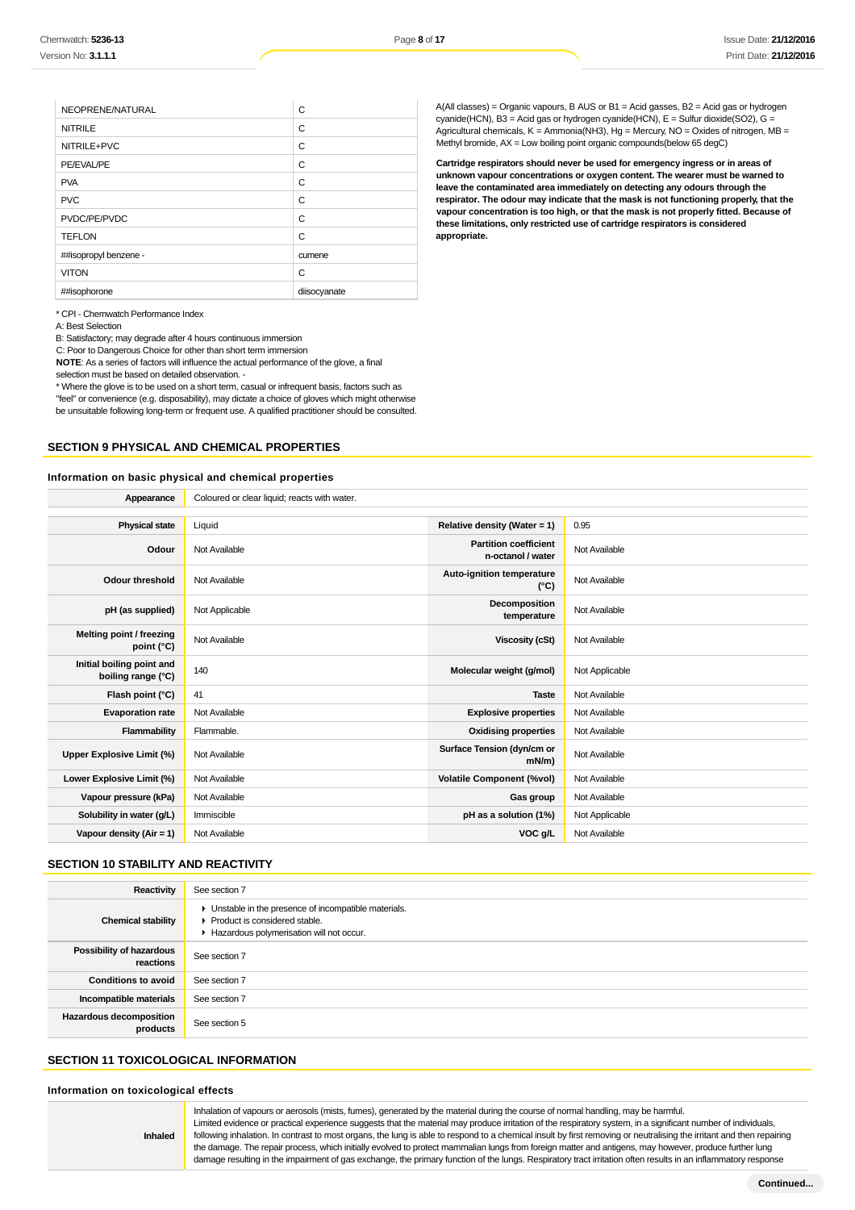| NEOPRENE/NATURAL | C |
| --- | --- |
| NITRILE | C |
| NITRILE+PVC | C |
| PE/EVAL/PE | C |
| PVA | C |
| PVC | C |
| PVDC/PE/PVDC | C |
| TEFLON | C |
| ##isopropyl benzene - | cumene |
| VITON | C |
| ##isophorone | diisocyanate |

* CPI - Chemwatch Performance Index
A: Best Selection
B: Satisfactory; may degrade after 4 hours continuous immersion
C: Poor to Dangerous Choice for other than short term immersion
**NOTE**: As a series of factors will influence the actual performance of the glove, a final selection must be based on detailed observation. -
* Where the glove is to be used on a short term, casual or infrequent basis, factors such as "feel" or convenience (e.g. disposability), may dictate a choice of gloves which might otherwise be unsuitable following long-term or frequent use. A qualified practitioner should be consulted.

A(All classes) = Organic vapours, B AUS or B1 = Acid gasses, B2 = Acid gas or hydrogen cyanide(HCN), B3 = Acid gas or hydrogen cyanide(HCN), E = Sulfur dioxide(SO2), G = Agricultural chemicals, K = Ammonia(NH3), Hg = Mercury, NO = Oxides of nitrogen, MB = Methyl bromide, AX = Low boiling point organic compounds(below 65 degC)

**Cartridge respirators should never be used for emergency ingress or in areas of unknown vapour concentrations or oxygen content. The wearer must be warned to leave the contaminated area immediately on detecting any odours through the respirator. The odour may indicate that the mask is not functioning properly, that the vapour concentration is too high, or that the mask is not properly fitted. Because of these limitations, only restricted use of cartridge respirators is considered appropriate.**

## SECTION 9 PHYSICAL AND CHEMICAL PROPERTIES

### Information on basic physical and chemical properties

| Appearance | Coloured or clear liquid; reacts with water. | | |
| --- | --- | --- | --- |
| Physical state | Liquid | Relative density (Water = 1) | 0.95 |
| Odour | Not Available | Partition coefficient n-octanol / water | Not Available |
| Odour threshold | Not Available | Auto-ignition temperature (°C) | Not Available |
| pH (as supplied) | Not Applicable | Decomposition temperature | Not Available |
| Melting point / freezing point (°C) | Not Available | Viscosity (cSt) | Not Available |
| Initial boiling point and boiling range (°C) | 140 | Molecular weight (g/mol) | Not Applicable |
| Flash point (°C) | 41 | Taste | Not Available |
| Evaporation rate | Not Available | Explosive properties | Not Available |
| Flammability | Flammable. | Oxidising properties | Not Available |
| Upper Explosive Limit (%) | Not Available | Surface Tension (dyn/cm or mN/m) | Not Available |
| Lower Explosive Limit (%) | Not Available | Volatile Component (%vol) | Not Available |
| Vapour pressure (kPa) | Not Available | Gas group | Not Available |
| Solubility in water (g/L) | Immiscible | pH as a solution (1%) | Not Applicable |
| Vapour density (Air = 1) | Not Available | VOC g/L | Not Available |

## SECTION 10 STABILITY AND REACTIVITY

| Reactivity | See section 7 |
| --- | --- |
| Chemical stability | ▸ Unstable in the presence of incompatible materials.<br>▸ Product is considered stable.<br>▸ Hazardous polymerisation will not occur. |
| Possibility of hazardous reactions | See section 7 |
| Conditions to avoid | See section 7 |
| Incompatible materials | See section 7 |
| Hazardous decomposition products | See section 5 |

## SECTION 11 TOXICOLOGICAL INFORMATION

### Information on toxicological effects

| Inhaled | Inhalation of vapours or aerosols (mists, fumes), generated by the material during the course of normal handling, may be harmful.<br>Limited evidence or practical experience suggests that the material may produce irritation of the respiratory system, in a significant number of individuals, following inhalation. In contrast to most organs, the lung is able to respond to a chemical insult by first removing or neutralising the irritant and then repairing the damage. The repair process, which initially evolved to protect mammalian lungs from foreign matter and antigens, may however, produce further lung damage resulting in the impairment of gas exchange, the primary function of the lungs. Respiratory tract irritation often results in an inflammatory response |
| --- | --- |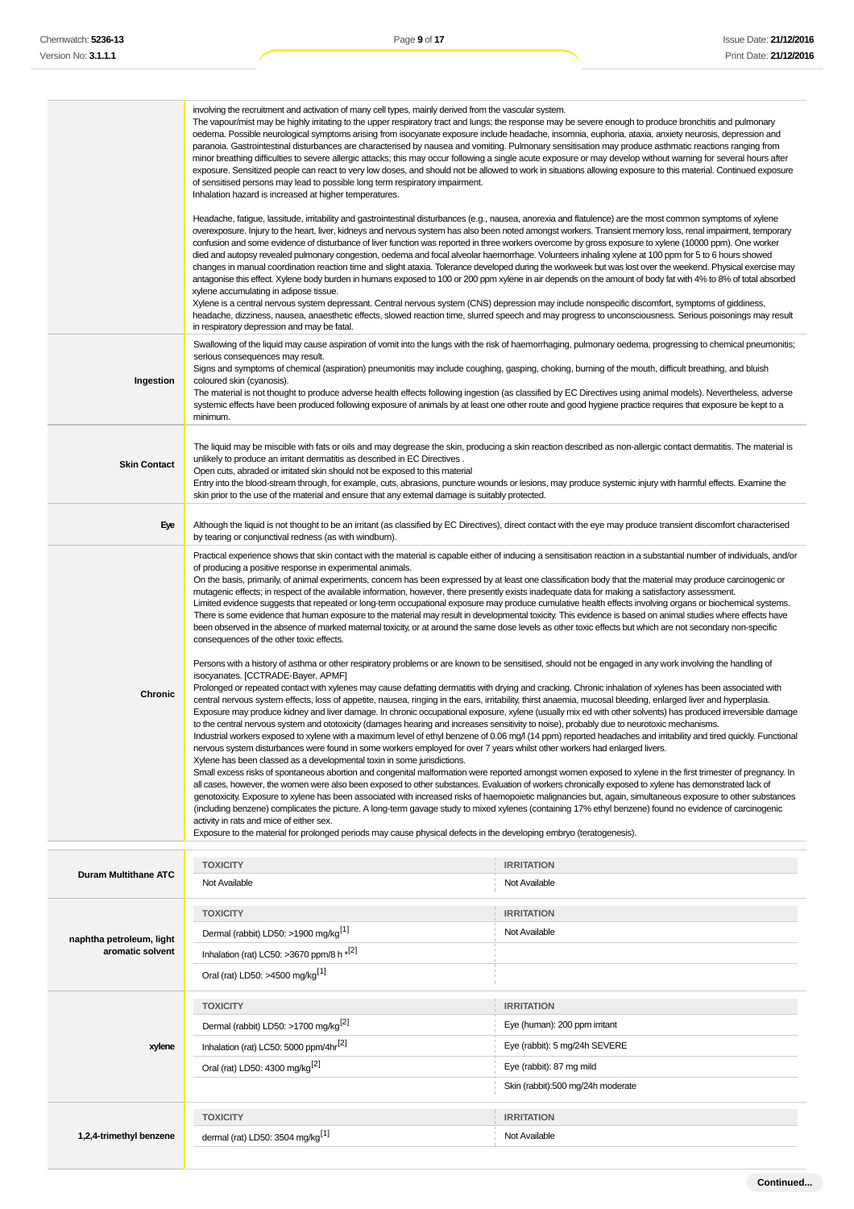| | |
|---|---|
| | involving the recruitment and activation of many cell types, mainly derived from the vascular system.<br>The vapour/mist may be highly irritating to the upper respiratory tract and lungs; the response may be severe enough to produce bronchitis and pulmonary oedema. Possible neurological symptoms arising from isocyanate exposure include headache, insomnia, euphoria, ataxia, anxiety neurosis, depression and paranoia. Gastrointestinal disturbances are characterised by nausea and vomiting. Pulmonary sensitisation may produce asthmatic reactions ranging from minor breathing difficulties to severe allergic attacks; this may occur following a single acute exposure or may develop without warning for several hours after exposure. Sensitized people can react to very low doses, and should not be allowed to work in situations allowing exposure to this material. Continued exposure of sensitised persons may lead to possible long term respiratory impairment.<br>Inhalation hazard is increased at higher temperatures.<br><br>Headache, fatigue, lassitude, irritability and gastrointestinal disturbances (e.g., nausea, anorexia and flatulence) are the most common symptoms of xylene overexposure. Injury to the heart, liver, kidneys and nervous system has also been noted amongst workers. Transient memory loss, renal impairment, temporary confusion and some evidence of disturbance of liver function was reported in three workers overcome by gross exposure to xylene (10000 ppm). One worker died and autopsy revealed pulmonary congestion, oedema and focal alveolar haemorrhage. Volunteers inhaling xylene at 100 ppm for 5 to 6 hours showed changes in manual coordination reaction time and slight ataxia. Tolerance developed during the workweek but was lost over the weekend. Physical exercise may antagonise this effect. Xylene body burden in humans exposed to 100 or 200 ppm xylene in air depends on the amount of body fat with 4% to 8% of total absorbed xylene accumulating in adipose tissue.<br>Xylene is a central nervous system depressant. Central nervous system (CNS) depression may include nonspecific discomfort, symptoms of giddiness, headache, dizziness, nausea, anaesthetic effects, slowed reaction time, slurred speech and may progress to unconsciousness. Serious poisonings may result in respiratory depression and may be fatal. |
| **Ingestion** | Swallowing of the liquid may cause aspiration of vomit into the lungs with the risk of haemorrhaging, pulmonary oedema, progressing to chemical pneumonitis; serious consequences may result.<br>Signs and symptoms of chemical (aspiration) pneumonitis may include coughing, gasping, choking, burning of the mouth, difficult breathing, and bluish coloured skin (cyanosis).<br>The material is not thought to produce adverse health effects following ingestion (as classified by EC Directives using animal models). Nevertheless, adverse systemic effects have been produced following exposure of animals by at least one other route and good hygiene practice requires that exposure be kept to a minimum. |
| **Skin Contact** | The liquid may be miscible with fats or oils and may degrease the skin, producing a skin reaction described as non-allergic contact dermatitis. The material is unlikely to produce an irritant dermatitis as described in EC Directives .<br>Open cuts, abraded or irritated skin should not be exposed to this material<br>Entry into the blood-stream through, for example, cuts, abrasions, puncture wounds or lesions, may produce systemic injury with harmful effects. Examine the skin prior to the use of the material and ensure that any external damage is suitably protected. |
| **Eye** | Although the liquid is not thought to be an irritant (as classified by EC Directives), direct contact with the eye may produce transient discomfort characterised by tearing or conjunctival redness (as with windburn). |
| **Chronic** | Practical experience shows that skin contact with the material is capable either of inducing a sensitisation reaction in a substantial number of individuals, and/or of producing a positive response in experimental animals.<br>On the basis, primarily, of animal experiments, concern has been expressed by at least one classification body that the material may produce carcinogenic or mutagenic effects; in respect of the available information, however, there presently exists inadequate data for making a satisfactory assessment.<br>Limited evidence suggests that repeated or long-term occupational exposure may produce cumulative health effects involving organs or biochemical systems.<br>There is some evidence that human exposure to the material may result in developmental toxicity. This evidence is based on animal studies where effects have been observed in the absence of marked maternal toxicity, or at around the same dose levels as other toxic effects but which are not secondary non-specific consequences of the other toxic effects.<br><br>Persons with a history of asthma or other respiratory problems or are known to be sensitised, should not be engaged in any work involving the handling of isocyanates. [CCTRADE-Bayer, APMF]<br>Prolonged or repeated contact with xylenes may cause defatting dermatitis with drying and cracking. Chronic inhalation of xylenes has been associated with central nervous system effects, loss of appetite, nausea, ringing in the ears, irritability, thirst anaemia, mucosal bleeding, enlarged liver and hyperplasia.<br>Exposure may produce kidney and liver damage. In chronic occupational exposure, xylene (usually mix ed with other solvents) has produced irreversible damage to the central nervous system and ototoxicity (damages hearing and increases sensitivity to noise), probably due to neurotoxic mechanisms.<br>Industrial workers exposed to xylene with a maximum level of ethyl benzene of 0.06 mg/l (14 ppm) reported headaches and irritability and tired quickly. Functional nervous system disturbances were found in some workers employed for over 7 years whilst other workers had enlarged livers.<br>Xylene has been classed as a developmental toxin in some jurisdictions.<br>Small excess risks of spontaneous abortion and congenital malformation were reported amongst women exposed to xylene in the first trimester of pregnancy. In all cases, however, the women were also been exposed to other substances. Evaluation of workers chronically exposed to xylene has demonstrated lack of genotoxicity. Exposure to xylene has been associated with increased risks of haemopoietic malignancies but, again, simultaneous exposure to other substances (including benzene) complicates the picture. A long-term gavage study to mixed xylenes (containing 17% ethyl benzene) found no evidence of carcinogenic activity in rats and mice of either sex.<br>Exposure to the material for prolonged periods may cause physical defects in the developing embryo (teratogenesis). |

| | TOXICITY | IRRITATION |
|---|---|---|
| **Duram Multithane ATC** | Not Available | Not Available |

| | TOXICITY | IRRITATION |
|---|---|---|
| **naphtha petroleum, light aromatic solvent** | Dermal (rabbit) LD50: >1900 mg/kg[1] | Not Available |
| | Inhalation (rat) LC50: >3670 ppm/8 h *[2] | |
| | Oral (rat) LD50: >4500 mg/kg[1] | |

| | TOXICITY | IRRITATION |
|---|---|---|
| **xylene** | Dermal (rabbit) LD50: >1700 mg/kg[2] | Eye (human): 200 ppm irritant |
| | Inhalation (rat) LC50: 5000 ppm/4hr[2] | Eye (rabbit): 5 mg/24h SEVERE |
| | Oral (rat) LD50: 4300 mg/kg[2] | Eye (rabbit): 87 mg mild |
| | | Skin (rabbit):500 mg/24h moderate |

| | TOXICITY | IRRITATION |
|---|---|---|
| **1,2,4-trimethyl benzene** | dermal (rat) LD50: 3504 mg/kg[1] | Not Available |

Continued...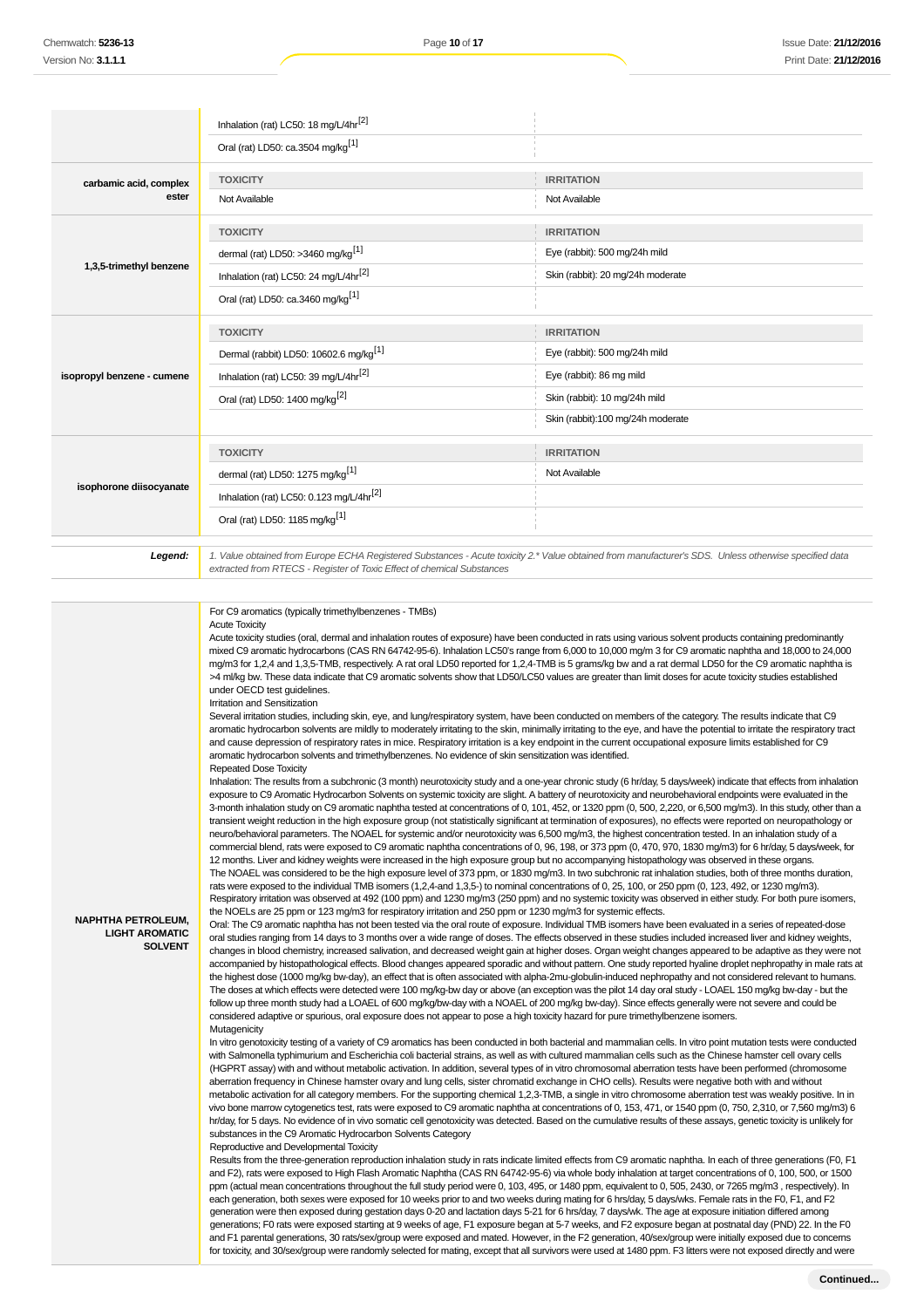| | TOXICITY | IRRITATION |
|---|---|---|
| | Inhalation (rat) LC50: 18 mg/L/4hr[2] | |
| | Oral (rat) LD50: ca.3504 mg/kg[1] | |
| **carbamic acid, complex ester** | **TOXICITY** | **IRRITATION** |
| | Not Available | Not Available |
| **1,3,5-trimethyl benzene** | **TOXICITY** | **IRRITATION** |
| | dermal (rat) LD50: >3460 mg/kg[1] | Eye (rabbit): 500 mg/24h mild |
| | Inhalation (rat) LC50: 24 mg/L/4hr[2] | Skin (rabbit): 20 mg/24h moderate |
| | Oral (rat) LD50: ca.3460 mg/kg[1] | |
| **isopropyl benzene - cumene** | **TOXICITY** | **IRRITATION** |
| | Dermal (rabbit) LD50: 10602.6 mg/kg[1] | Eye (rabbit): 500 mg/24h mild |
| | Inhalation (rat) LC50: 39 mg/L/4hr[2] | Eye (rabbit): 86 mg mild |
| | Oral (rat) LD50: 1400 mg/kg[2] | Skin (rabbit): 10 mg/24h mild |
| | | Skin (rabbit):100 mg/24h moderate |
| **isophorone diisocyanate** | **TOXICITY** | **IRRITATION** |
| | dermal (rat) LD50: 1275 mg/kg[1] | Not Available |
| | Inhalation (rat) LC50: 0.123 mg/L/4hr[2] | |
| | Oral (rat) LD50: 1185 mg/kg[1] | |

***Legend:*** *1. Value obtained from Europe ECHA Registered Substances - Acute toxicity 2.* Value obtained from manufacturer's SDS. Unless otherwise specified data extracted from RTECS - Register of Toxic Effect of chemical Substances*

**NAPHTHA PETROLEUM, LIGHT AROMATIC SOLVENT**

For C9 aromatics (typically trimethylbenzenes - TMBs)

Acute Toxicity

Acute toxicity studies (oral, dermal and inhalation routes of exposure) have been conducted in rats using various solvent products containing predominantly mixed C9 aromatic hydrocarbons (CAS RN 64742-95-6). Inhalation LC50's range from 6,000 to 10,000 mg/m 3 for C9 aromatic naphtha and 18,000 to 24,000 mg/m3 for 1,2,4 and 1,3,5-TMB, respectively. A rat oral LD50 reported for 1,2,4-TMB is 5 grams/kg bw and a rat dermal LD50 for the C9 aromatic naphtha is >4 ml/kg bw. These data indicate that C9 aromatic solvents show that LD50/LC50 values are greater than limit doses for acute toxicity studies established under OECD test guidelines.

Irritation and Sensitization

Several irritation studies, including skin, eye, and lung/respiratory system, have been conducted on members of the category. The results indicate that C9 aromatic hydrocarbon solvents are mildly to moderately irritating to the skin, minimally irritating to the eye, and have the potential to irritate the respiratory tract and cause depression of respiratory rates in mice. Respiratory irritation is a key endpoint in the current occupational exposure limits established for C9 aromatic hydrocarbon solvents and trimethylbenzenes. No evidence of skin sensitization was identified.

Repeated Dose Toxicity

Inhalation: The results from a subchronic (3 month) neurotoxicity study and a one-year chronic study (6 hr/day, 5 days/week) indicate that effects from inhalation exposure to C9 Aromatic Hydrocarbon Solvents on systemic toxicity are slight. A battery of neurotoxicity and neurobehavioral endpoints were evaluated in the 3-month inhalation study on C9 aromatic naphtha tested at concentrations of 0, 101, 452, or 1320 ppm (0, 500, 2,220, or 6,500 mg/m3). In this study, other than a transient weight reduction in the high exposure group (not statistically significant at termination of exposures), no effects were reported on neuropathology or neuro/behavioral parameters. The NOAEL for systemic and/or neurotoxicity was 6,500 mg/m3, the highest concentration tested. In an inhalation study of a commercial blend, rats were exposed to C9 aromatic naphtha concentrations of 0, 96, 198, or 373 ppm (0, 470, 970, 1830 mg/m3) for 6 hr/day, 5 days/week, for 12 months. Liver and kidney weights were increased in the high exposure group but no accompanying histopathology was observed in these organs. The NOAEL was considered to be the high exposure level of 373 ppm, or 1830 mg/m3. In two subchronic rat inhalation studies, both of three months duration, rats were exposed to the individual TMB isomers (1,2,4-and 1,3,5-) to nominal concentrations of 0, 25, 100, or 250 ppm (0, 123, 492, or 1230 mg/m3). Respiratory irritation was observed at 492 (100 ppm) and 1230 mg/m3 (250 ppm) and no systemic toxicity was observed in either study. For both pure isomers, the NOELs are 25 ppm or 123 mg/m3 for respiratory irritation and 250 ppm or 1230 mg/m3 for systemic effects.

Oral: The C9 aromatic naphtha has not been tested via the oral route of exposure. Individual TMB isomers have been evaluated in a series of repeated-dose oral studies ranging from 14 days to 3 months over a wide range of doses. The effects observed in these studies included increased liver and kidney weights, changes in blood chemistry, increased salivation, and decreased weight gain at higher doses. Organ weight changes appeared to be adaptive as they were not accompanied by histopathological effects. Blood changes appeared sporadic and without pattern. One study reported hyaline droplet nephropathy in male rats at the highest dose (1000 mg/kg bw-day), an effect that is often associated with alpha-2mu-globulin-induced nephropathy and not considered relevant to humans. The doses at which effects were detected were 100 mg/kg-bw day or above (an exception was the pilot 14 day oral study - LOAEL 150 mg/kg bw-day - but the follow up three month study had a LOAEL of 600 mg/kg/bw-day with a NOAEL of 200 mg/kg bw-day). Since effects generally were not severe and could be considered adaptive or spurious, oral exposure does not appear to pose a high toxicity hazard for pure trimethylbenzene isomers.

Mutagenicity

In vitro genotoxicity testing of a variety of C9 aromatics has been conducted in both bacterial and mammalian cells. In vitro point mutation tests were conducted with Salmonella typhimurium and Escherichia coli bacterial strains, as well as with cultured mammalian cells such as the Chinese hamster cell ovary cells (HGPRT assay) with and without metabolic activation. In addition, several types of in vitro chromosomal aberration tests have been performed (chromosome aberration frequency in Chinese hamster ovary and lung cells, sister chromatid exchange in CHO cells). Results were negative both with and without metabolic activation for all category members. For the supporting chemical 1,2,3-TMB, a single in vitro chromosome aberration test was weakly positive. In in vivo bone marrow cytogenetics test, rats were exposed to C9 aromatic naphtha at concentrations of 0, 153, 471, or 1540 ppm (0, 750, 2,310, or 7,560 mg/m3) 6 hr/day, for 5 days. No evidence of in vivo somatic cell genotoxicity was detected. Based on the cumulative results of these assays, genetic toxicity is unlikely for substances in the C9 Aromatic Hydrocarbon Solvents Category

Reproductive and Developmental Toxicity

Results from the three-generation reproduction inhalation study in rats indicate limited effects from C9 aromatic naphtha. In each of three generations (F0, F1 and F2), rats were exposed to High Flash Aromatic Naphtha (CAS RN 64742-95-6) via whole body inhalation at target concentrations of 0, 100, 500, or 1500 ppm (actual mean concentrations throughout the full study period were 0, 103, 495, or 1480 ppm, equivalent to 0, 505, 2430, or 7265 mg/m3 , respectively). In each generation, both sexes were exposed for 10 weeks prior to and two weeks during mating for 6 hrs/day, 5 days/wks. Female rats in the F0, F1, and F2 generation were then exposed during gestation days 0-20 and lactation days 5-21 for 6 hrs/day, 7 days/wk. The age at exposure initiation differed among generations; F0 rats were exposed starting at 9 weeks of age, F1 exposure began at 5-7 weeks, and F2 exposure began at postnatal day (PND) 22. In the F0 and F1 parental generations, 30 rats/sex/group were exposed and mated. However, in the F2 generation, 40/sex/group were initially exposed due to concerns for toxicity, and 30/sex/group were randomly selected for mating, except that all survivors were used at 1480 ppm. F3 litters were not exposed directly and were

**Continued...**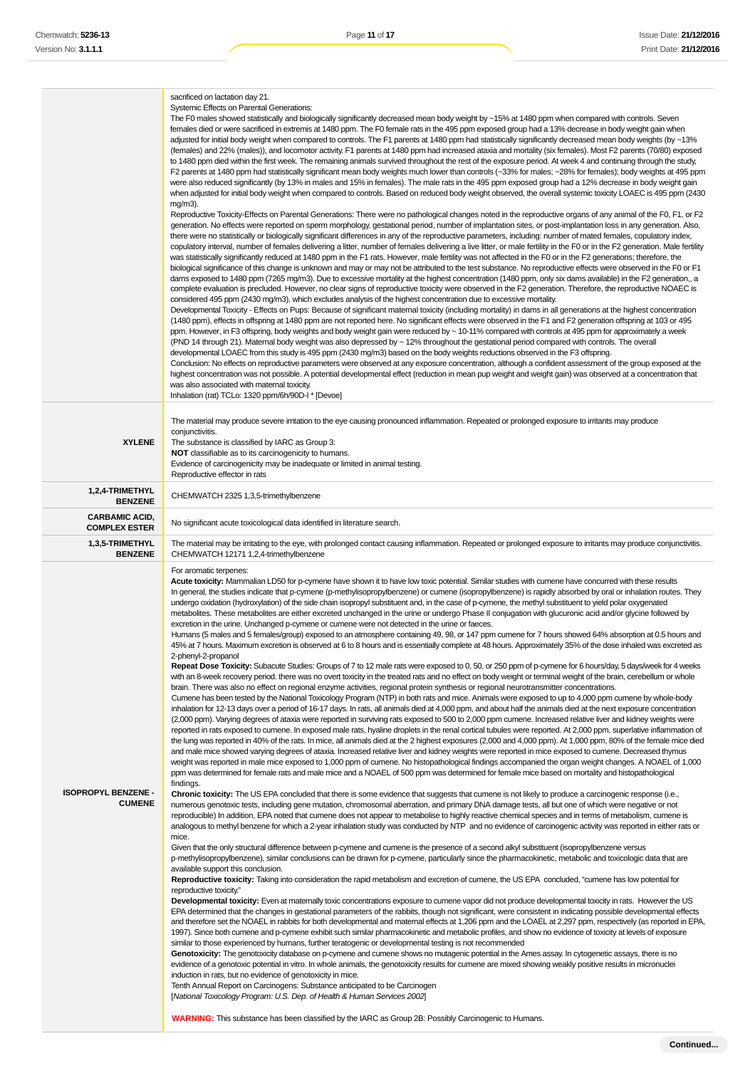| | |
|---|---|
| | sacrificed on lactation day 21.<br>Systemic Effects on Parental Generations:<br>The F0 males showed statistically and biologically significantly decreased mean body weight by ~15% at 1480 ppm when compared with controls. Seven females died or were sacrificed in extremis at 1480 ppm. The F0 female rats in the 495 ppm exposed group had a 13% decrease in body weight gain when adjusted for initial body weight when compared to controls. The F1 parents at 1480 ppm had statistically significantly decreased mean body weights (by ~13% (females) and 22% (males)), and locomotor activity. F1 parents at 1480 ppm had increased ataxia and mortality (six females). Most F2 parents (70/80) exposed to 1480 ppm died within the first week. The remaining animals survived throughout the rest of the exposure period. At week 4 and continuing through the study, F2 parents at 1480 ppm had statistically significant mean body weights much lower than controls (~33% for males; ~28% for females); body weights at 495 ppm were also reduced significantly (by 13% in males and 15% in females). The male rats in the 495 ppm exposed group had a 12% decrease in body weight gain when adjusted for initial body weight when compared to controls. Based on reduced body weight observed, the overall systemic toxicity LOAEC is 495 ppm (2430 mg/m3).<br>Reproductive Toxicity-Effects on Parental Generations: There were no pathological changes noted in the reproductive organs of any animal of the F0, F1, or F2 generation. No effects were reported on sperm morphology, gestational period, number of implantation sites, or post-implantation loss in any generation. Also, there were no statistically or biologically significant differences in any of the reproductive parameters, including: number of mated females, copulatory index, copulatory interval, number of females delivering a litter, number of females delivering a live litter, or male fertility in the F0 or F1 or in the F2 generation. Male fertility was statistically significantly reduced at 1480 ppm in the F1 rats. However, male fertility was not affected in the F0 or in the F2 generations; therefore, the biological significance of this change is unknown and may or may not be attributed to the test substance. No reproductive effects were observed in the F0 or F1 dams exposed to 1480 ppm (7265 mg/m3). Due to excessive mortality at the highest concentration (1480 ppm, only six dams available) in the F2 generation,, a complete evaluation is precluded. However, no clear signs of reproductive toxicity were observed in the F2 generation. Therefore, the reproductive NOAEC is considered 495 ppm (2430 mg/m3), which excludes analysis of the highest concentration due to excessive mortality.<br>Developmental Toxicity - Effects on Pups: Because of significant maternal toxicity (including mortality) in dams in all generations at the highest concentration (1480 ppm), effects in offspring at 1480 ppm are not reported here. No significant effects were observed in the F1 and F2 generation offspring at 103 or 495 ppm. However, in F3 offspring, body weights and body weight gain were reduced by ~ 10-11% compared with controls at 495 ppm for approximately a week (PND 14 through 21). Maternal body weight was also depressed by ~ 12% throughout the gestational period compared with controls. The overall developmental LOAEC from this study is 495 ppm (2430 mg/m3) based on the body weights reductions observed in the F3 offspring.<br>Conclusion: No effects on reproductive parameters were observed at any exposure concentration, although a confident assessment of the group exposed at the highest concentration was not possible. A potential developmental effect (reduction in mean pup weight and weight gain) was observed at a concentration that was also associated with maternal toxicity.<br>Inhalation (rat) TCLo: 1320 ppm/6h/90D-I * [Devoe] |
| **XYLENE** | The material may produce severe irritation to the eye causing pronounced inflammation. Repeated or prolonged exposure to irritants may produce conjunctivitis.<br>The substance is classified by IARC as Group 3:<br>**NOT** classifiable as to its carcinogenicity to humans.<br>Evidence of carcinogenicity may be inadequate or limited in animal testing.<br>Reproductive effector in rats |
| **1,2,4-TRIMETHYL BENZENE** | CHEMWATCH 2325 1,3,5-trimethylbenzene |
| **CARBAMIC ACID, COMPLEX ESTER** | No significant acute toxicological data identified in literature search. |
| **1,3,5-TRIMETHYL BENZENE** | The material may be irritating to the eye, with prolonged contact causing inflammation. Repeated or prolonged exposure to irritants may produce conjunctivitis.<br>CHEMWATCH 12171 1,2,4-trimethylbenzene |
| **ISOPROPYL BENZENE - CUMENE** | For aromatic terpenes:<br>**Acute toxicity:** Mammalian LD50 for p-cymene have shown it to have low toxic potential. Similar studies with cumene have concurred with these results<br>In general, the studies indicate that p-cymene (p-methylisopropylbenzene) or cumene (isopropylbenzene) is rapidly absorbed by oral or inhalation routes. They undergo oxidation (hydroxylation) of the side chain isopropyl substituent and, in the case of p-cymene, the methyl substituent to yield polar oxygenated metabolites. These metabolites are either excreted unchanged in the urine or undergo Phase II conjugation with glucuronic acid and/or glycine followed by excretion in the urine. Unchanged p-cymene or cumene were not detected in the urine or faeces.<br>Humans (5 males and 5 females/group) exposed to an atmosphere containing 49, 98, or 147 ppm cumene for 7 hours showed 64% absorption at 0.5 hours and 45% at 7 hours. Maximum excretion is observed at 6 to 8 hours and is essentially complete at 48 hours. Approximately 35% of the dose inhaled was excreted as 2-phenyl-2-propanol<br>**Repeat Dose Toxicity:** Subacute Studies: Groups of 7 to 12 male rats were exposed to 0, 50, or 250 ppm of p-cymene for 6 hours/day, 5 days/week for 4 weeks with an 8-week recovery period. there was no overt toxicity in the treated rats and no effect on body weight or terminal weight of the brain, cerebellum or whole brain. There was also no effect on regional enzyme activities, regional protein synthesis or regional neurotransmitter concentrations.<br>Cumene has been tested by the National Toxicology Program (NTP) in both rats and mice. Animals were exposed to up to 4,000 ppm cumene by whole-body inhalation for 12-13 days over a period of 16-17 days. In rats, all animals died at 4,000 ppm, and about half the animals died at the next exposure concentration (2,000 ppm). Varying degrees of ataxia were reported in surviving rats exposed to 500 to 2,000 ppm cumene. Increased relative liver and kidney weights were reported in rats exposed to cumene. In exposed male rats, hyaline droplets in the renal cortical tubules were reported. At 2,000 ppm, superlative inflammation of the lung was reported in 40% of the rats. In mice, all animals died at the 2 highest exposures (2,000 and 4,000 ppm). At 1,000 ppm, 80% of the female mice died and male mice showed varying degrees of ataxia. Increased relative liver and kidney weights were reported in mice exposed to cumene. Decreased thymus weight was reported in male mice exposed to 1,000 ppm of cumene. No histopathological findings accompanied the organ weight changes. A NOAEL of 1,000 ppm was determined for female rats and male mice and a NOAEL of 500 ppm was determined for female mice based on mortality and histopathological findings.<br>**Chronic toxicity:** The US EPA concluded that there is some evidence that suggests that cumene is not likely to produce a carcinogenic response (i.e., numerous genotoxic tests, including gene mutation, chromosomal aberration, and primary DNA damage tests, all but one of which were negative or not reproducible) In addition, EPA noted that cumene does not appear to metabolise to highly reactive chemical species and in terms of metabolism, cumene is analogous to methyl benzene for which a 2-year inhalation study was conducted by NTP and no evidence of carcinogenic activity was reported in either rats or mice.<br>Given that the only structural difference between p-cymene and cumene is the presence of a second alkyl substituent (isopropylbenzene versus p-methylisopropylbenzene), similar conclusions can be drawn for p-cymene, particularly since the pharmacokinetic, metabolic and toxicologic data that are available support this conclusion.<br>**Reproductive toxicity:** Taking into consideration the rapid metabolism and excretion of cumene, the US EPA concluded, "cumene has low potential for reproductive toxicity."<br>**Developmental toxicity:** Even at maternally toxic concentrations exposure to cumene vapor did not produce developmental toxicity in rats. However the US EPA determined that the changes in gestational parameters of the rabbits, though not significant, were consistent in indicating possible developmental effects and therefore set the NOAEL in rabbits for both developmental and maternal effects at 1,206 ppm and the LOAEL at 2,297 ppm, respectively (as reported in EPA, 1997). Since both cumene and p-cymene exhibit such similar pharmacokinetic and metabolic profiles, and show no evidence of toxicity at levels of exposure similar to those experienced by humans, further teratogenic or developmental testing is not recommended<br>**Genotoxicity:** The genotoxicity database on p-cymene and cumene shows no mutagenic potential in the Ames assay. In cytogenetic assays, there is no evidence of a genotoxic potential in vitro. In whole animals, the genotoxicity results for cumene are mixed showing weakly positive results in micronuclei induction in rats, but no evidence of genotoxicity in mice.<br>Tenth Annual Report on Carcinogens: Substance anticipated to be Carcinogen<br>[*National Toxicology Program: U.S. Dep. of Health & Human Services 2002*]<br><br>**WARNING:** This substance has been classified by the IARC as Group 2B: Possibly Carcinogenic to Humans. |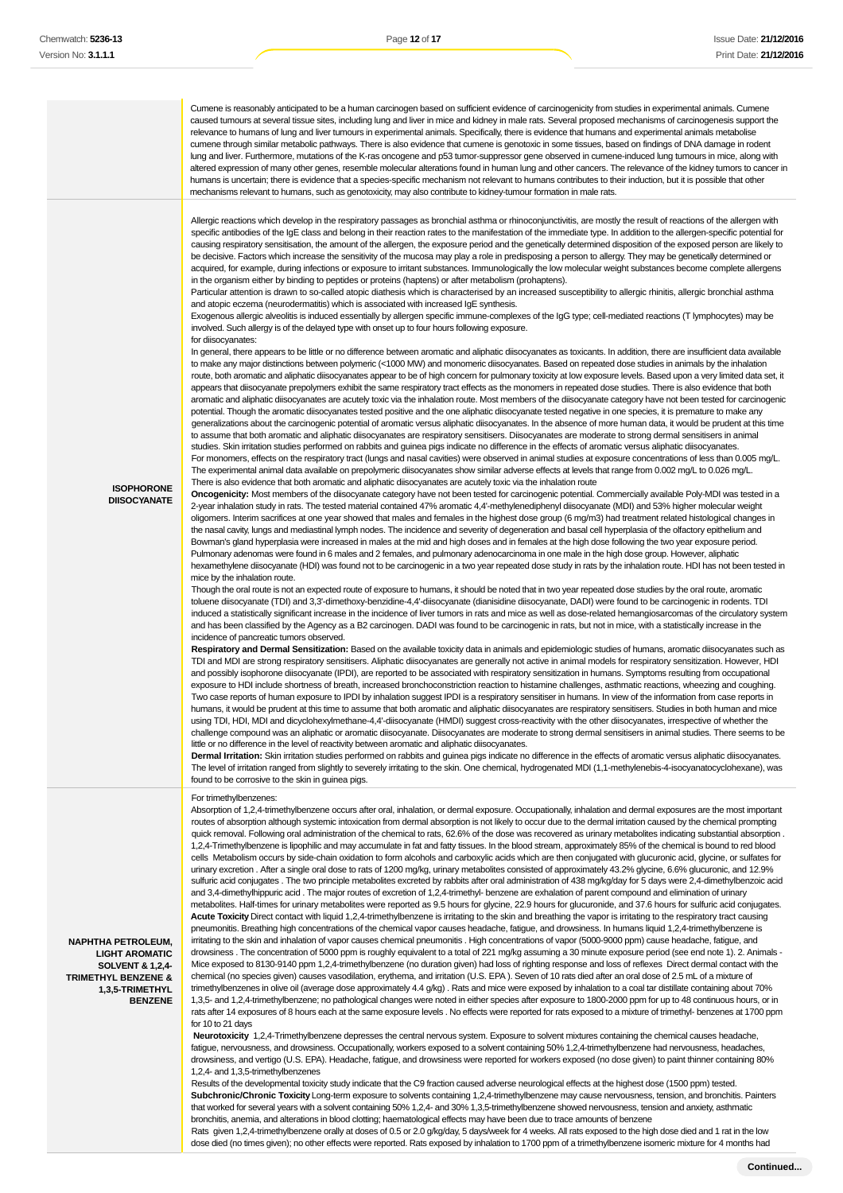| | |
|---|---|
| | Cumene is reasonably anticipated to be a human carcinogen based on sufficient evidence of carcinogenicity from studies in experimental animals. Cumene caused tumours at several tissue sites, including lung and liver in mice and kidney in male rats. Several proposed mechanisms of carcinogenesis support the relevance to humans of lung and liver tumours in experimental animals. Specifically, there is evidence that humans and experimental animals metabolise cumene through similar metabolic pathways. There is also evidence that cumene is genotoxic in some tissues, based on findings of DNA damage in rodent lung and liver. Furthermore, mutations of the K-ras oncogene and p53 tumor-suppressor gene observed in cumene-induced lung tumours in mice, along with altered expression of many other genes, resemble molecular alterations found in human lung and other cancers. The relevance of the kidney tumors to cancer in humans is uncertain; there is evidence that a species-specific mechanism not relevant to humans contributes to their induction, but it is possible that other mechanisms relevant to humans, such as genotoxicity, may also contribute to kidney-tumour formation in male rats. |
| **ISOPHORONE DIISOCYANATE** | Allergic reactions which develop in the respiratory passages as bronchial asthma or rhinoconjunctivitis, are mostly the result of reactions of the allergen with specific antibodies of the IgE class and belong in their reaction rates to the manifestation of the immediate type. In addition to the allergen-specific potential for causing respiratory sensitisation, the amount of the allergen, the exposure period and the genetically determined disposition of the exposed person are likely to be decisive. Factors which increase the sensitivity of the mucosa may play a role in predisposing a person to allergy. They may be genetically determined or acquired, for example, during infections or exposure to irritant substances. Immunologically the low molecular weight substances become complete allergens in the organism either by binding to peptides or proteins (haptens) or after metabolism (prohaptens).<br>Particular attention is drawn to so-called atopic diathesis which is characterised by an increased susceptibility to allergic rhinitis, allergic bronchial asthma and atopic eczema (neurodermatitis) which is associated with increased IgE synthesis.<br>Exogenous allergic alveolitis is induced essentially by allergen specific immune-complexes of the IgG type; cell-mediated reactions (T lymphocytes) may be involved. Such allergy is of the delayed type with onset up to four hours following exposure.<br>for diisocyanates:<br>In general, there appears to be little or no difference between aromatic and aliphatic diisocyanates as toxicants. In addition, there are insufficient data available to make any major distinctions between polymeric (<1000 MW) and monomeric diisocyanates. Based on repeated dose studies in animals by the inhalation route, both aromatic and aliphatic diisocyanates appear to be of high concern for pulmonary toxicity at low exposure levels. Based upon a very limited data set, it appears that diisocyanate prepolymers exhibit the same respiratory tract effects as the monomers in repeated dose studies. There is also evidence that both aromatic and aliphatic diisocyanates are acutely toxic via the inhalation route. Most members of the diisocyanate category have not been tested for carcinogenic potential. Though the aromatic diisocyanates tested positive and the one aliphatic diisocyanate tested negative in one species, it is premature to make any generalizations about the carcinogenic potential of aromatic versus aliphatic diisocyanates. In the absence of more human data, it would be prudent at this time to assume that both aromatic and aliphatic diisocyanates are respiratory sensitisers. Diisocyanates are moderate to strong dermal sensitisers in animal studies. Skin irritation studies performed on rabbits and guinea pigs indicate no difference in the effects of aromatic versus aliphatic diisocyanates.<br>For monomers, effects on the respiratory tract (lungs and nasal cavities) were observed in animal studies at exposure concentrations of less than 0.005 mg/L. The experimental animal data available on prepolymeric diisocyanates show similar adverse effects at levels that range from 0.002 mg/L to 0.026 mg/L. There is also evidence that both aromatic and aliphatic diisocyanates are acutely toxic via the inhalation route<br>**Oncogenicity:** Most members of the diisocyanate category have not been tested for carcinogenic potential. Commercially available Poly-MDI was tested in a 2-year inhalation study in rats. The tested material contained 47% aromatic 4,4'-methylenediphenyl diisocyanate (MDI) and 53% higher molecular weight oligomers. Interim sacrifices at one year showed that males and females in the highest dose group (6 mg/m3) had treatment related histological changes in the nasal cavity, lungs and mediastinal lymph nodes. The incidence and severity of degeneration and basal cell hyperplasia of the olfactory epithelium and Bowman's gland hyperplasia were increased in males at the mid and high doses and in females at the high dose following the two year exposure period. Pulmonary adenomas were found in 6 males and 2 females, and pulmonary adenocarcinoma in one male in the high dose group. However, aliphatic hexamethylene diisocyanate (HDI) was found not to be carcinogenic in a two year repeated dose study in rats by the inhalation route. HDI has not been tested in mice by the inhalation route.<br>Though the oral route is not an expected route of exposure to humans, it should be noted that in two year repeated dose studies by the oral route, aromatic toluene diisocyanate (TDI) and 3,3'-dimethoxy-benzidine-4,4'-diisocyanate (dianisidine diisocyanate, DADI) were found to be carcinogenic in rodents. TDI induced a statistically significant increase in the incidence of liver tumors in rats and mice as well as dose-related hemangiosarcomas of the circulatory system and has been classified by the Agency as a B2 carcinogen. DADI was found to be carcinogenic in rats, but not in mice, with a statistically increase in the incidence of pancreatic tumors observed.<br>**Respiratory and Dermal Sensitization:** Based on the available toxicity data in animals and epidemiologic studies of humans, aromatic diisocyanates such as TDI and MDI are strong respiratory sensitisers. Aliphatic diisocyanates are generally not active in animal models for respiratory sensitization. However, HDI and possibly isophorone diisocyanate (IPDI), are reported to be associated with respiratory sensitization in humans. Symptoms resulting from occupational exposure to HDI include shortness of breath, increased bronchoconstriction reaction to histamine challenges, asthmatic reactions, wheezing and coughing. Two case reports of human exposure to IPDI by inhalation suggest IPDI is a respiratory sensitiser in humans. In view of the information from case reports in humans, it would be prudent at this time to assume that both aromatic and aliphatic diisocyanates are respiratory sensitisers. Studies in both human and mice using TDI, HDI, MDI and dicyclohexylmethane-4,4'-diisocyanate (HMDI) suggest cross-reactivity with the other diisocyanates, irrespective of whether the challenge compound was an aliphatic or aromatic diisocyanate. Diisocyanates are moderate to strong dermal sensitisers in animal studies. There seems to be little or no difference in the level of reactivity between aromatic and aliphatic diisocyanates.<br>**Dermal Irritation:** Skin irritation studies performed on rabbits and guinea pigs indicate no difference in the effects of aromatic versus aliphatic diisocyanates. The level of irritation ranged from slightly to severely irritating to the skin. One chemical, hydrogenated MDI (1,1-methylenebis-4-isocyanatocyclohexane), was found to be corrosive to the skin in guinea pigs. |
| **NAPHTHA PETROLEUM, LIGHT AROMATIC SOLVENT & 1,2,4-TRIMETHYL BENZENE & 1,3,5-TRIMETHYL BENZENE** | For trimethylbenzenes:<br>Absorption of 1,2,4-trimethylbenzene occurs after oral, inhalation, or dermal exposure. Occupationally, inhalation and dermal exposures are the most important routes of absorption although systemic intoxication from dermal absorption is not likely to occur due to the dermal irritation caused by the chemical prompting quick removal. Following oral administration of the chemical to rats, 62.6% of the dose was recovered as urinary metabolites indicating substantial absorption . 1,2,4-Trimethylbenzene is lipophilic and may accumulate in fat and fatty tissues. In the blood stream, approximately 85% of the chemical is bound to red blood cells Metabolism occurs by side-chain oxidation to form alcohols and carboxylic acids which are then conjugated with glucuronic acid, glycine, or sulfates for urinary excretion . After a single oral dose to rats of 1200 mg/kg, urinary metabolites consisted of approximately 43.2% glycine, 6.6% glucuronic, and 12.9% sulfuric acid conjugates . The two principle metabolites excreted by rabbits after oral administration of 438 mg/kg/day for 5 days were 2,4-dimethylbenzoic acid and 3,4-dimethylhippuric acid . The major routes of excretion of 1,2,4-trimethyl- benzene are exhalation of parent compound and elimination of urinary metabolites. Half-times for urinary metabolites were reported as 9.5 hours for glycine, 22.9 hours for glucuronide, and 37.6 hours for sulfuric acid conjugates.<br>**Acute Toxicity** Direct contact with liquid 1,2,4-trimethylbenzene is irritating to the skin and breathing the vapor is irritating to the respiratory tract causing pneumonitis. Breathing high concentrations of the chemical vapor causes headache, fatigue, and drowsiness. In humans liquid 1,2,4-trimethylbenzene is irritating to the skin and inhalation of vapor causes chemical pneumonitis . High concentrations of vapor (5000-9000 ppm) cause headache, fatigue, and drowsiness . The concentration of 5000 ppm is roughly equivalent to a total of 221 mg/kg assuming a 30 minute exposure period (see end note 1). 2. Animals - Mice exposed to 8130-9140 ppm 1,2,4-trimethylbenzene (no duration given) had loss of righting response and loss of reflexes Direct dermal contact with the chemical (no species given) causes vasodilation, erythema, and irritation (U.S. EPA ). Seven of 10 rats died after an oral dose of 2.5 mL of a mixture of trimethylbenzenes in olive oil (average dose approximately 4.4 g/kg) . Rats and mice were exposed by inhalation to a coal tar distillate containing about 70% 1,3,5- and 1,2,4-trimethylbenzene; no pathological changes were noted in either species after exposure to 1800-2000 ppm for up to 48 continuous hours, or in rats after 14 exposures of 8 hours each at the same exposure levels . No effects were reported for rats exposed to a mixture of trimethyl- benzenes at 1700 ppm for 10 to 21 days<br>**Neurotoxicity** 1,2,4-Trimethylbenzene depresses the central nervous system. Exposure to solvent mixtures containing the chemical causes headache, fatigue, nervousness, and drowsiness. Occupationally, workers exposed to a solvent containing 50% 1,2,4-trimethylbenzene had nervousness, headaches, drowsiness, and vertigo (U.S. EPA). Headache, fatigue, and drowsiness were reported for workers exposed (no dose given) to paint thinner containing 80% 1,2,4- and 1,3,5-trimethylbenzenes<br>Results of the developmental toxicity study indicate that the C9 fraction caused adverse neurological effects at the highest dose (1500 ppm) tested.<br>**Subchronic/Chronic Toxicity** Long-term exposure to solvents containing 1,2,4-trimethylbenzene may cause nervousness, tension, and bronchitis. Painters that worked for several years with a solvent containing 50% 1,2,4- and 30% 1,3,5-trimethylbenzene showed nervousness, tension and anxiety, asthmatic bronchitis, anemia, and alterations in blood clotting; haematological effects may have been due to trace amounts of benzene<br>Rats given 1,2,4-trimethylbenzene orally at doses of 0.5 or 2.0 g/kg/day, 5 days/week for 4 weeks. All rats exposed to the high dose died and 1 rat in the low dose died (no times given); no other effects were reported. Rats exposed by inhalation to 1700 ppm of a trimethylbenzene isomeric mixture for 4 months had |

Continued...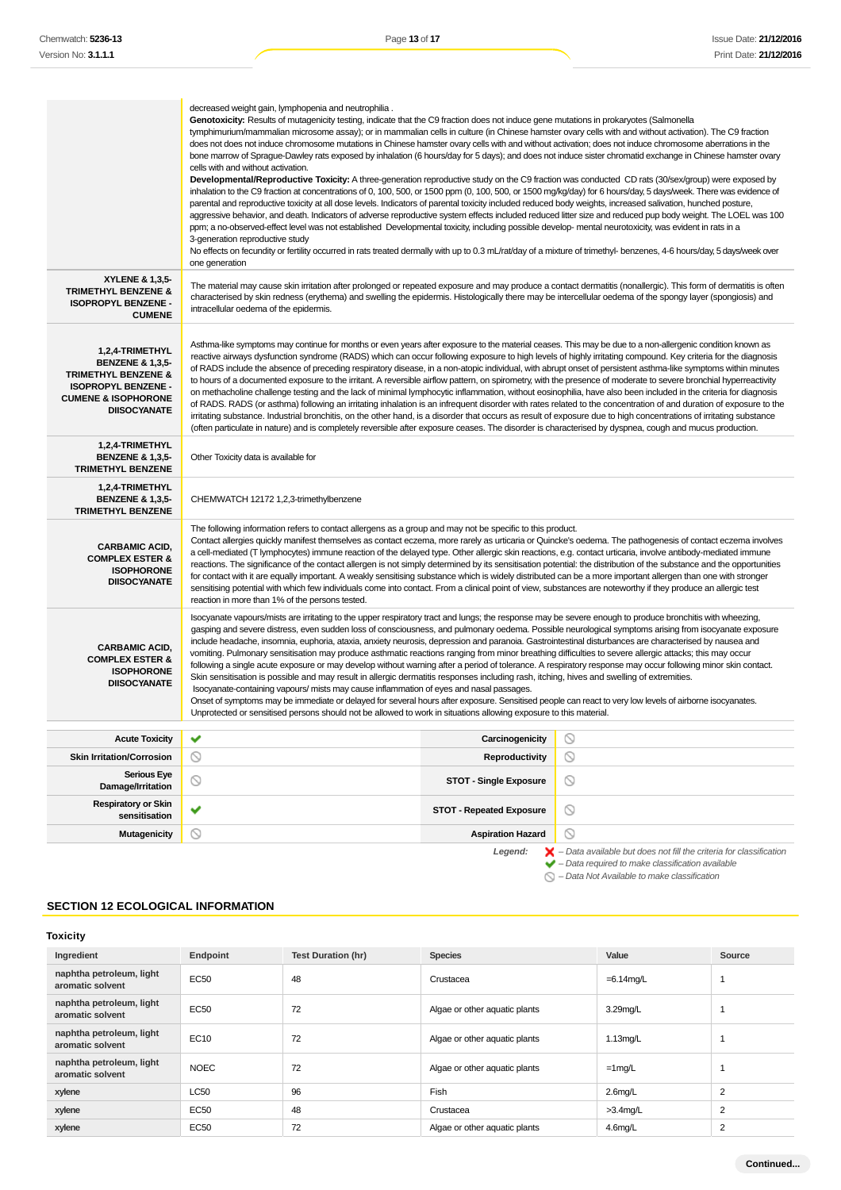| | |
|---|---|
| | decreased weight gain, lymphopenia and neutrophilia .<br>**Genotoxicity:** Results of mutagenicity testing, indicate that the C9 fraction does not induce gene mutations in prokaryotes (Salmonella tymphimurium/mammalian microsome assay); or in mammalian cells in culture (in Chinese hamster ovary cells with and without activation). The C9 fraction does not does not induce chromosome mutations in Chinese hamster ovary cells with and without activation; does not induce chromosome aberrations in the bone marrow of Sprague-Dawley rats exposed by inhalation (6 hours/day for 5 days); and does not induce sister chromatid exchange in Chinese hamster ovary cells with and without activation.<br>**Developmental/Reproductive Toxicity:** A three-generation reproductive study on the C9 fraction was conducted CD rats (30/sex/group) were exposed by inhalation to the C9 fraction at concentrations of 0, 100, 500, or 1500 ppm (0, 100, 500, or 1500 mg/kg/day) for 6 hours/day, 5 days/week. There was evidence of parental and reproductive toxicity at all dose levels. Indicators of parental toxicity included reduced body weights, increased salivation, hunched posture, aggressive behavior, and death. Indicators of adverse reproductive system effects included reduced litter size and reduced pup body weight. The LOEL was 100 ppm; a no-observed-effect level was not established Developmental toxicity, including possible develop- mental neurotoxicity, was evident in rats in a 3-generation reproductive study<br>No effects on fecundity or fertility occurred in rats treated dermally with up to 0.3 mL/rat/day of a mixture of trimethyl- benzenes, 4-6 hours/day, 5 days/week over one generation |
| **XYLENE & 1,3,5-TRIMETHYL BENZENE & ISOPROPYL BENZENE - CUMENE** | The material may cause skin irritation after prolonged or repeated exposure and may produce a contact dermatitis (nonallergic). This form of dermatitis is often characterised by skin redness (erythema) and swelling the epidermis. Histologically there may be intercellular oedema of the spongy layer (spongiosis) and intracellular oedema of the epidermis. |
| **1,2,4-TRIMETHYL BENZENE & 1,3,5-TRIMETHYL BENZENE & ISOPROPYL BENZENE - CUMENE & ISOPHORONE DIISOCYANATE** | Asthma-like symptoms may continue for months or even years after exposure to the material ceases. This may be due to a non-allergenic condition known as reactive airways dysfunction syndrome (RADS) which can occur following exposure to high levels of highly irritating compound. Key criteria for the diagnosis of RADS include the absence of preceding respiratory disease, in a non-atopic individual, with abrupt onset of persistent asthma-like symptoms within minutes to hours of a documented exposure to the irritant. A reversible airflow pattern, on spirometry, with the presence of moderate to severe bronchial hyperreactivity on methacholine challenge testing and the lack of minimal lymphocytic inflammation, without eosinophilia, have also been included in the criteria for diagnosis of RADS. RADS (or asthma) following an irritating inhalation is an infrequent disorder with rates related to the concentration of and duration of exposure to the irritating substance. Industrial bronchitis, on the other hand, is a disorder that occurs as result of exposure due to high concentrations of irritating substance (often particulate in nature) and is completely reversible after exposure ceases. The disorder is characterised by dyspnea, cough and mucus production. |
| **1,2,4-TRIMETHYL BENZENE & 1,3,5-TRIMETHYL BENZENE** | Other Toxicity data is available for |
| **1,2,4-TRIMETHYL BENZENE & 1,3,5-TRIMETHYL BENZENE** | CHEMWATCH 12172 1,2,3-trimethylbenzene |
| **CARBAMIC ACID, COMPLEX ESTER & ISOPHORONE DIISOCYANATE** | The following information refers to contact allergens as a group and may not be specific to this product.<br>Contact allergies quickly manifest themselves as contact eczema, more rarely as urticaria or Quincke's oedema. The pathogenesis of contact eczema involves a cell-mediated (T lymphocytes) immune reaction of the delayed type. Other allergic skin reactions, e.g. contact urticaria, involve antibody-mediated immune reactions. The significance of the contact allergen is not simply determined by its sensitisation potential: the distribution of the substance and the opportunities for contact with it are equally important. A weakly sensitising substance which is widely distributed can be a more important allergen than one with stronger sensitising potential with which few individuals come into contact. From a clinical point of view, substances are noteworthy if they produce an allergic test reaction in more than 1% of the persons tested. |
| **CARBAMIC ACID, COMPLEX ESTER & ISOPHORONE DIISOCYANATE** | Isocyanate vapours/mists are irritating to the upper respiratory tract and lungs; the response may be severe enough to produce bronchitis with wheezing, gasping and severe distress, even sudden loss of consciousness, and pulmonary oedema. Possible neurological symptoms arising from isocyanate exposure include headache, insomnia, euphoria, ataxia, anxiety neurosis, depression and paranoia. Gastrointestinal disturbances are characterised by nausea and vomiting. Pulmonary sensitisation may produce asthmatic reactions ranging from minor breathing difficulties to severe allergic attacks; this may occur following a single acute exposure or may develop without warning after a period of tolerance. A respiratory response may occur following minor skin contact. Skin sensitisation is possible and may result in allergic dermatitis responses including rash, itching, hives and swelling of extremities.<br>Isocyanate-containing vapours/ mists may cause inflammation of eyes and nasal passages.<br>Onset of symptoms may be immediate or delayed for several hours after exposure. Sensitised people can react to very low levels of airborne isocyanates. Unprotected or sensitised persons should not be allowed to work in situations allowing exposure to this material. |

| | | | |
|---|---|---|---|
| **Acute Toxicity** | ✔ | **Carcinogenicity** | ⃠ |
| **Skin Irritation/Corrosion** | ⃠ | **Reproductivity** | ⃠ |
| **Serious Eye Damage/Irritation** | ⃠ | **STOT - Single Exposure** | ⃠ |
| **Respiratory or Skin sensitisation** | ✔ | **STOT - Repeated Exposure** | ⃠ |
| **Mutagenicity** | ⃠ | **Aspiration Hazard** | ⃠ |

*Legend:*
✘ – *Data available but does not fill the criteria for classification*
✔ – *Data required to make classification available*
⃠ – *Data Not Available to make classification*

## SECTION 12 ECOLOGICAL INFORMATION

### Toxicity

| Ingredient | Endpoint | Test Duration (hr) | Species | Value | Source |
|---|---|---|---|---|---|
| naphtha petroleum, light aromatic solvent | EC50 | 48 | Crustacea | =6.14mg/L | 1 |
| naphtha petroleum, light aromatic solvent | EC50 | 72 | Algae or other aquatic plants | 3.29mg/L | 1 |
| naphtha petroleum, light aromatic solvent | EC10 | 72 | Algae or other aquatic plants | 1.13mg/L | 1 |
| naphtha petroleum, light aromatic solvent | NOEC | 72 | Algae or other aquatic plants | =1mg/L | 1 |
| xylene | LC50 | 96 | Fish | 2.6mg/L | 2 |
| xylene | EC50 | 48 | Crustacea | >3.4mg/L | 2 |
| xylene | EC50 | 72 | Algae or other aquatic plants | 4.6mg/L | 2 |

**Continued...**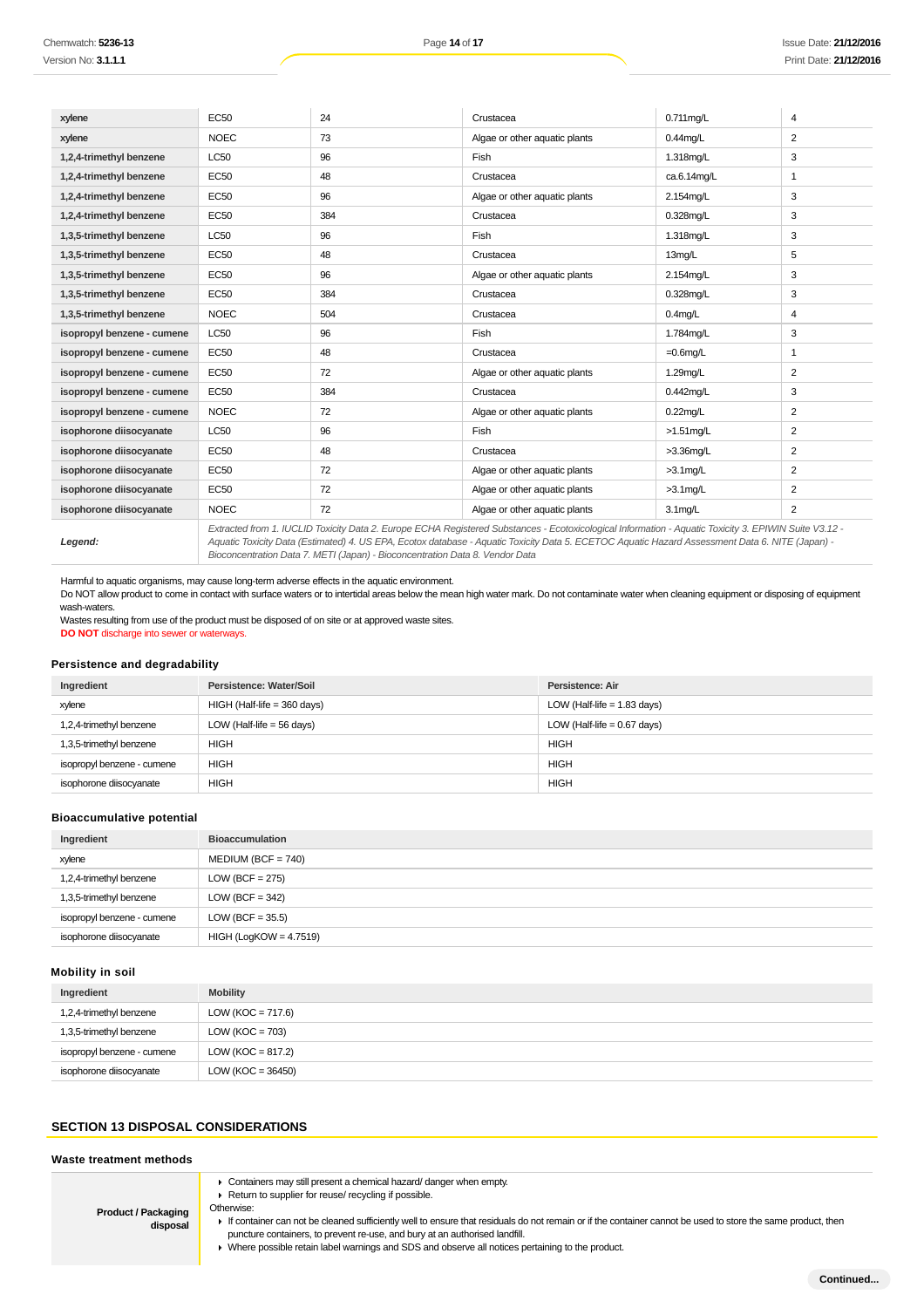| | | | | | |
|---|---|---|---|---|---|
| **xylene** | EC50 | 24 | Crustacea | 0.711mg/L | 4 |
| **xylene** | NOEC | 73 | Algae or other aquatic plants | 0.44mg/L | 2 |
| **1,2,4-trimethyl benzene** | LC50 | 96 | Fish | 1.318mg/L | 3 |
| **1,2,4-trimethyl benzene** | EC50 | 48 | Crustacea | ca.6.14mg/L | 1 |
| **1,2,4-trimethyl benzene** | EC50 | 96 | Algae or other aquatic plants | 2.154mg/L | 3 |
| **1,2,4-trimethyl benzene** | EC50 | 384 | Crustacea | 0.328mg/L | 3 |
| **1,3,5-trimethyl benzene** | LC50 | 96 | Fish | 1.318mg/L | 3 |
| **1,3,5-trimethyl benzene** | EC50 | 48 | Crustacea | 13mg/L | 5 |
| **1,3,5-trimethyl benzene** | EC50 | 96 | Algae or other aquatic plants | 2.154mg/L | 3 |
| **1,3,5-trimethyl benzene** | EC50 | 384 | Crustacea | 0.328mg/L | 3 |
| **1,3,5-trimethyl benzene** | NOEC | 504 | Crustacea | 0.4mg/L | 4 |
| **isopropyl benzene - cumene** | LC50 | 96 | Fish | 1.784mg/L | 3 |
| **isopropyl benzene - cumene** | EC50 | 48 | Crustacea | =0.6mg/L | 1 |
| **isopropyl benzene - cumene** | EC50 | 72 | Algae or other aquatic plants | 1.29mg/L | 2 |
| **isopropyl benzene - cumene** | EC50 | 384 | Crustacea | 0.442mg/L | 3 |
| **isopropyl benzene - cumene** | NOEC | 72 | Algae or other aquatic plants | 0.22mg/L | 2 |
| **isophorone diisocyanate** | LC50 | 96 | Fish | >1.51mg/L | 2 |
| **isophorone diisocyanate** | EC50 | 48 | Crustacea | >3.36mg/L | 2 |
| **isophorone diisocyanate** | EC50 | 72 | Algae or other aquatic plants | >3.1mg/L | 2 |
| **isophorone diisocyanate** | EC50 | 72 | Algae or other aquatic plants | >3.1mg/L | 2 |
| **isophorone diisocyanate** | NOEC | 72 | Algae or other aquatic plants | 3.1mg/L | 2 |
| ***Legend:*** | *Extracted from 1. IUCLID Toxicity Data 2. Europe ECHA Registered Substances - Ecotoxicological Information - Aquatic Toxicity 3. EPIWIN Suite V3.12 - Aquatic Toxicity Data (Estimated) 4. US EPA, Ecotox database - Aquatic Toxicity Data 5. ECETOC Aquatic Hazard Assessment Data 6. NITE (Japan) - Bioconcentration Data 7. METI (Japan) - Bioconcentration Data 8. Vendor Data* | | | | |

Harmful to aquatic organisms, may cause long-term adverse effects in the aquatic environment.
Do NOT allow product to come in contact with surface waters or to intertidal areas below the mean high water mark. Do not contaminate water when cleaning equipment or disposing of equipment wash-waters.
Wastes resulting from use of the product must be disposed of on site or at approved waste sites.
**DO NOT** discharge into sewer or waterways.

### Persistence and degradability

| Ingredient | Persistence: Water/Soil | Persistence: Air |
|---|---|---|
| xylene | HIGH (Half-life = 360 days) | LOW (Half-life = 1.83 days) |
| 1,2,4-trimethyl benzene | LOW (Half-life = 56 days) | LOW (Half-life = 0.67 days) |
| 1,3,5-trimethyl benzene | HIGH | HIGH |
| isopropyl benzene - cumene | HIGH | HIGH |
| isophorone diisocyanate | HIGH | HIGH |

### Bioaccumulative potential

| Ingredient | Bioaccumulation |
|---|---|
| xylene | MEDIUM (BCF = 740) |
| 1,2,4-trimethyl benzene | LOW (BCF = 275) |
| 1,3,5-trimethyl benzene | LOW (BCF = 342) |
| isopropyl benzene - cumene | LOW (BCF = 35.5) |
| isophorone diisocyanate | HIGH (LogKOW = 4.7519) |

### Mobility in soil

| Ingredient | Mobility |
|---|---|
| 1,2,4-trimethyl benzene | LOW (KOC = 717.6) |
| 1,3,5-trimethyl benzene | LOW (KOC = 703) |
| isopropyl benzene - cumene | LOW (KOC = 817.2) |
| isophorone diisocyanate | LOW (KOC = 36450) |

## SECTION 13 DISPOSAL CONSIDERATIONS

### Waste treatment methods

| | |
|---|---|
| **Product / Packaging disposal** | ▸ Containers may still present a chemical hazard/ danger when empty.<br>▸ Return to supplier for reuse/ recycling if possible.<br>Otherwise:<br>▸ If container can not be cleaned sufficiently well to ensure that residuals do not remain or if the container cannot be used to store the same product, then puncture containers, to prevent re-use, and bury at an authorised landfill.<br>▸ Where possible retain label warnings and SDS and observe all notices pertaining to the product. |

**Continued...**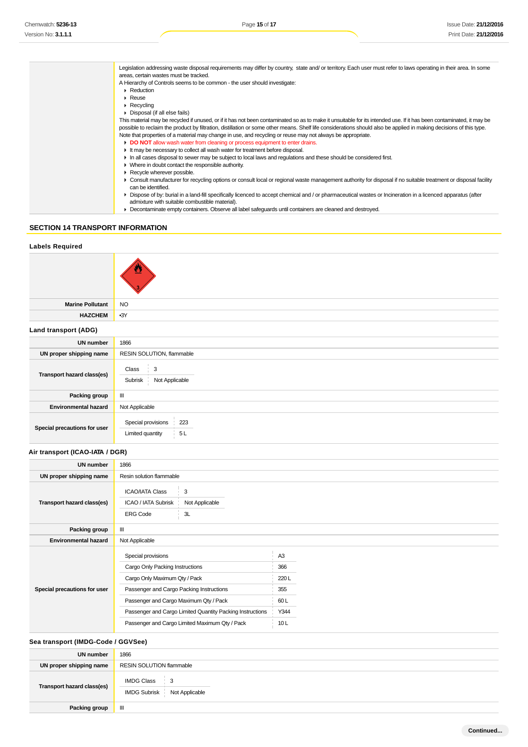| | |
|---|---|
| | Legislation addressing waste disposal requirements may differ by country, state and/ or territory. Each user must refer to laws operating in their area. In some areas, certain wastes must be tracked.<br>A Hierarchy of Controls seems to be common - the user should investigate:<br>▸ Reduction<br>▸ Reuse<br>▸ Recycling<br>▸ Disposal (if all else fails)<br>This material may be recycled if unused, or if it has not been contaminated so as to make it unsuitable for its intended use. If it has been contaminated, it may be possible to reclaim the product by filtration, distillation or some other means. Shelf life considerations should also be applied in making decisions of this type. Note that properties of a material may change in use, and recycling or reuse may not always be appropriate.<br>▸ **DO NOT** allow wash water from cleaning or process equipment to enter drains.<br>▸ It may be necessary to collect all wash water for treatment before disposal.<br>▸ In all cases disposal to sewer may be subject to local laws and regulations and these should be considered first.<br>▸ Where in doubt contact the responsible authority.<br>▸ Recycle wherever possible.<br>▸ Consult manufacturer for recycling options or consult local or regional waste management authority for disposal if no suitable treatment or disposal facility can be identified.<br>▸ Dispose of by: burial in a land-fill specifically licenced to accept chemical and / or pharmaceutical wastes or Incineration in a licenced apparatus (after admixture with suitable combustible material).<br>▸ Decontaminate empty containers. Observe all label safeguards until containers are cleaned and destroyed. |

## SECTION 14 TRANSPORT INFORMATION

### Labels Required

| | |
|---|---|
| | |
| **Marine Pollutant** | NO |
| **HAZCHEM** | •3Y |

### Land transport (ADG)

| | |
|---|---|
| **UN number** | 1866 |
| **UN proper shipping name** | RESIN SOLUTION, flammable |
| **Transport hazard class(es)** | Class: 3<br>Subrisk: Not Applicable |
| **Packing group** | III |
| **Environmental hazard** | Not Applicable |
| **Special precautions for user** | Special provisions: 223<br>Limited quantity: 5 L |

### Air transport (ICAO-IATA / DGR)

| | |
|---|---|
| **UN number** | 1866 |
| **UN proper shipping name** | Resin solution flammable |
| **Transport hazard class(es)** | ICAO/IATA Class: 3<br>ICAO / IATA Subrisk: Not Applicable<br>ERG Code: 3L |
| **Packing group** | III |
| **Environmental hazard** | Not Applicable |
| **Special precautions for user** | Special provisions: A3<br>Cargo Only Packing Instructions: 366<br>Cargo Only Maximum Qty / Pack: 220 L<br>Passenger and Cargo Packing Instructions: 355<br>Passenger and Cargo Maximum Qty / Pack: 60 L<br>Passenger and Cargo Limited Quantity Packing Instructions: Y344<br>Passenger and Cargo Limited Maximum Qty / Pack: 10 L |

### Sea transport (IMDG-Code / GGVSee)

| | |
|---|---|
| **UN number** | 1866 |
| **UN proper shipping name** | RESIN SOLUTION flammable |
| **Transport hazard class(es)** | IMDG Class: 3<br>IMDG Subrisk: Not Applicable |
| **Packing group** | III |

Continued...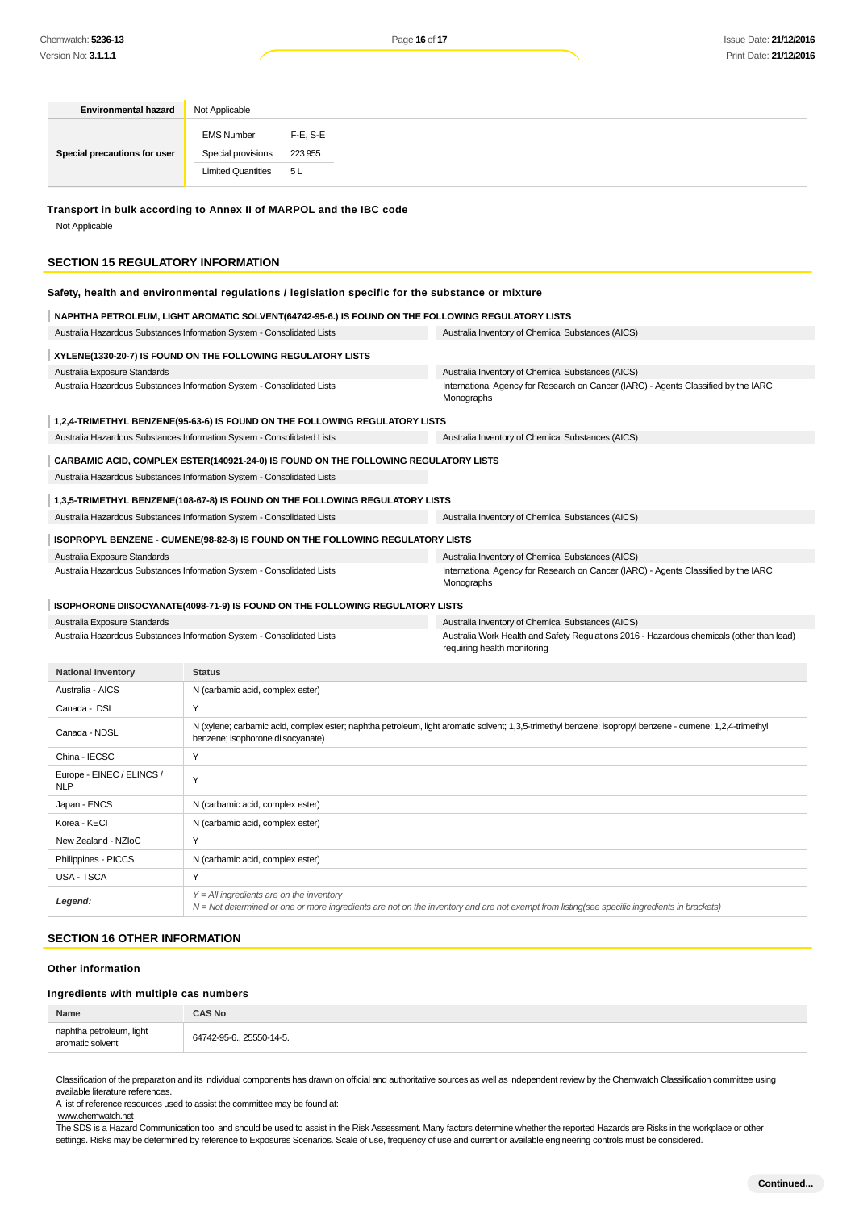| Environmental hazard | Not Applicable | |
|---|---|---|
| Special precautions for user | EMS Number | F-E, S-E |
| | Special provisions | 223 955 |
| | Limited Quantities | 5 L |

**Transport in bulk according to Annex II of MARPOL and the IBC code**

Not Applicable

## SECTION 15 REGULATORY INFORMATION

**Safety, health and environmental regulations / legislation specific for the substance or mixture**

**NAPHTHA PETROLEUM, LIGHT AROMATIC SOLVENT(64742-95-6.) IS FOUND ON THE FOLLOWING REGULATORY LISTS**

| | |
|---|---|
| Australia Hazardous Substances Information System - Consolidated Lists | Australia Inventory of Chemical Substances (AICS) |

**XYLENE(1330-20-7) IS FOUND ON THE FOLLOWING REGULATORY LISTS**

| | |
|---|---|
| Australia Exposure Standards | Australia Inventory of Chemical Substances (AICS) |
| Australia Hazardous Substances Information System - Consolidated Lists | International Agency for Research on Cancer (IARC) - Agents Classified by the IARC Monographs |

**1,2,4-TRIMETHYL BENZENE(95-63-6) IS FOUND ON THE FOLLOWING REGULATORY LISTS**

| | |
|---|---|
| Australia Hazardous Substances Information System - Consolidated Lists | Australia Inventory of Chemical Substances (AICS) |

**CARBAMIC ACID, COMPLEX ESTER(140921-24-0) IS FOUND ON THE FOLLOWING REGULATORY LISTS**

| | |
|---|---|
| Australia Hazardous Substances Information System - Consolidated Lists | |

**1,3,5-TRIMETHYL BENZENE(108-67-8) IS FOUND ON THE FOLLOWING REGULATORY LISTS**

| | |
|---|---|
| Australia Hazardous Substances Information System - Consolidated Lists | Australia Inventory of Chemical Substances (AICS) |

**ISOPROPYL BENZENE - CUMENE(98-82-8) IS FOUND ON THE FOLLOWING REGULATORY LISTS**

| | |
|---|---|
| Australia Exposure Standards | Australia Inventory of Chemical Substances (AICS) |
| Australia Hazardous Substances Information System - Consolidated Lists | International Agency for Research on Cancer (IARC) - Agents Classified by the IARC Monographs |

**ISOPHORONE DIISOCYANATE(4098-71-9) IS FOUND ON THE FOLLOWING REGULATORY LISTS**

| | |
|---|---|
| Australia Exposure Standards | Australia Inventory of Chemical Substances (AICS) |
| Australia Hazardous Substances Information System - Consolidated Lists | Australia Work Health and Safety Regulations 2016 - Hazardous chemicals (other than lead) requiring health monitoring |

| National Inventory | Status |
|---|---|
| Australia - AICS | N (carbamic acid, complex ester) |
| Canada - DSL | Y |
| Canada - NDSL | N (xylene; carbamic acid, complex ester; naphtha petroleum, light aromatic solvent; 1,3,5-trimethyl benzene; isopropyl benzene - cumene; 1,2,4-trimethyl benzene; isophorone diisocyanate) |
| China - IECSC | Y |
| Europe - EINEC / ELINCS / NLP | Y |
| Japan - ENCS | N (carbamic acid, complex ester) |
| Korea - KECI | N (carbamic acid, complex ester) |
| New Zealand - NZIoC | Y |
| Philippines - PICCS | N (carbamic acid, complex ester) |
| USA - TSCA | Y |
| ***Legend:*** | *Y = All ingredients are on the inventory*<br>*N = Not determined or one or more ingredients are not on the inventory and are not exempt from listing(see specific ingredients in brackets)* |

## SECTION 16 OTHER INFORMATION

**Other information**

**Ingredients with multiple cas numbers**

| Name | CAS No |
|---|---|
| naphtha petroleum, light aromatic solvent | 64742-95-6., 25550-14-5. |

Classification of the preparation and its individual components has drawn on official and authoritative sources as well as independent review by the Chemwatch Classification committee using available literature references.

A list of reference resources used to assist the committee may be found at:

www.chemwatch.net

The SDS is a Hazard Communication tool and should be used to assist in the Risk Assessment. Many factors determine whether the reported Hazards are Risks in the workplace or other settings. Risks may be determined by reference to Exposures Scenarios. Scale of use, frequency of use and current or available engineering controls must be considered.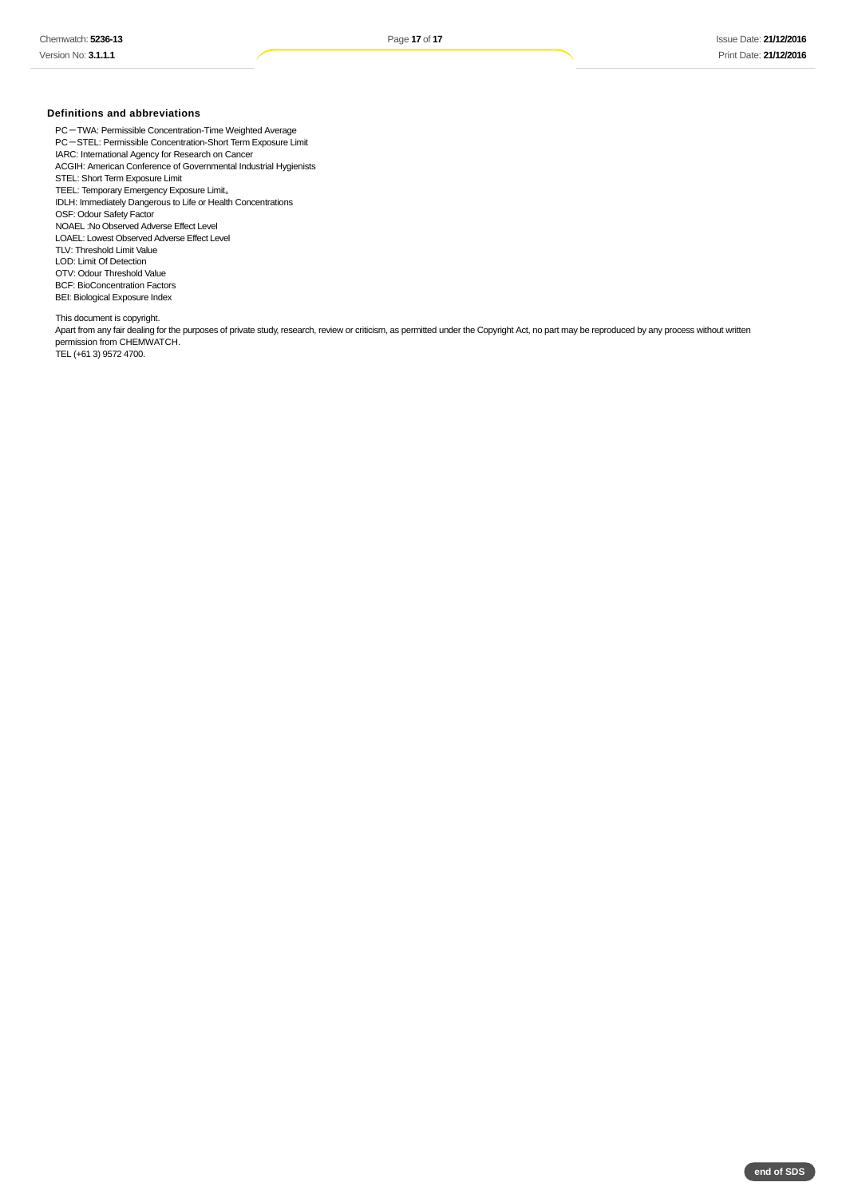## Definitions and abbreviations

PC－TWA: Permissible Concentration-Time Weighted Average
PC－STEL: Permissible Concentration-Short Term Exposure Limit
IARC: International Agency for Research on Cancer
ACGIH: American Conference of Governmental Industrial Hygienists
STEL: Short Term Exposure Limit
TEEL: Temporary Emergency Exposure Limit。
IDLH: Immediately Dangerous to Life or Health Concentrations
OSF: Odour Safety Factor
NOAEL :No Observed Adverse Effect Level
LOAEL: Lowest Observed Adverse Effect Level
TLV: Threshold Limit Value
LOD: Limit Of Detection
OTV: Odour Threshold Value
BCF: BioConcentration Factors
BEI: Biological Exposure Index

This document is copyright.
Apart from any fair dealing for the purposes of private study, research, review or criticism, as permitted under the Copyright Act, no part may be reproduced by any process without written permission from CHEMWATCH.
TEL (+61 3) 9572 4700.

**end of SDS**